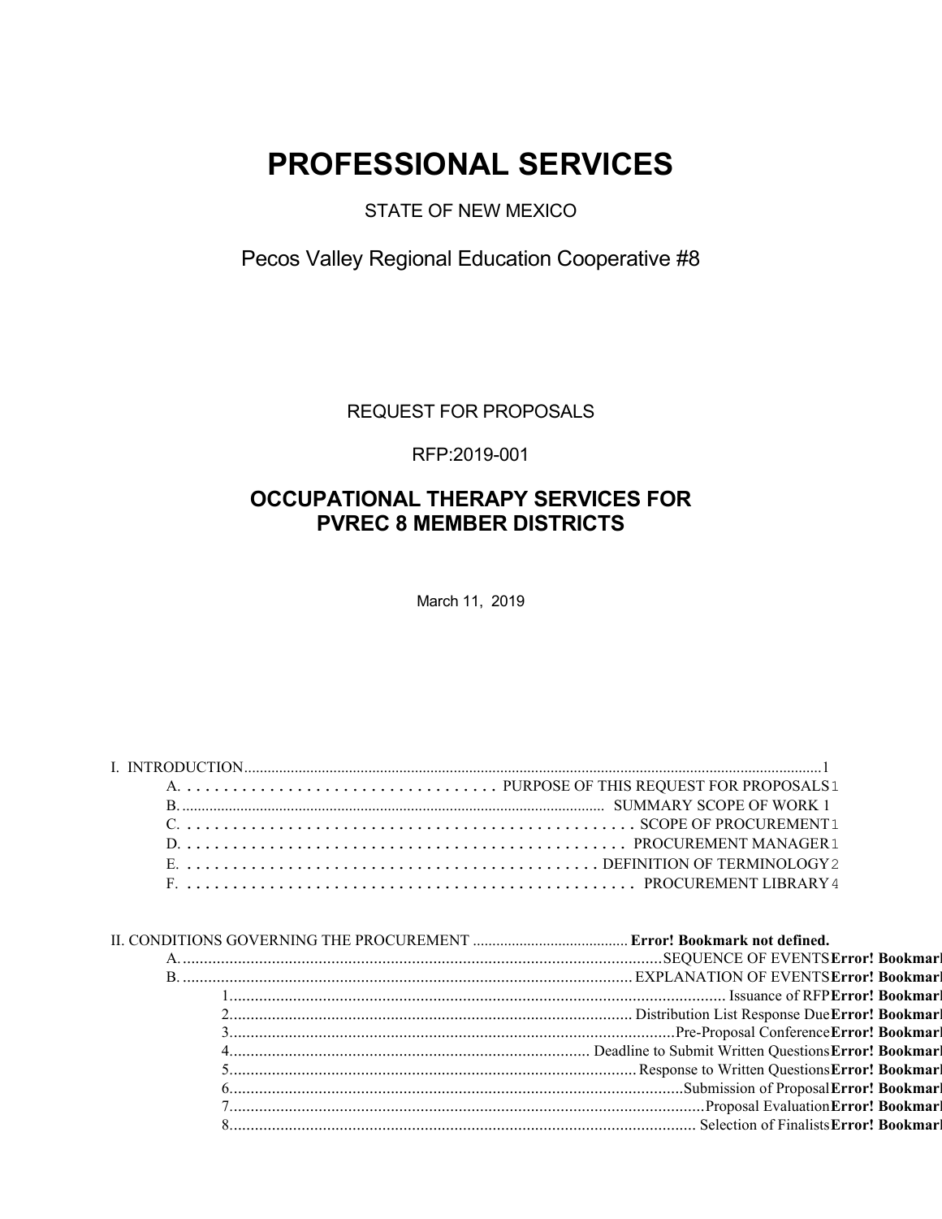# PROFESSIONAL SERVICES

STATE OF NEW MEXICO

Pecos Valley Regional Education Cooperative #8

REQUEST FOR PROPOSALS

RFP:2019-001

## OCCUPATIONAL THERAPY SERVICES FOR PVREC 8 MEMBER DISTRICTS

March 11, 2019

I. INTRODUCTION....................................................................................................1

- A. .................................. PURPOSE OF THIS REQUEST FOR PROPOSALS 1
- B. ..................................................... SUMMARY SCOPE OF WORK 1
- C. ..................................................... SCOPE OF PROCUREMENT 1
- D. ..................................................... PROCUREMENT MANAGER 1
- E. ..................................................... DEFINITION OF TERMINOLOGY 2
- F. ..................................................... PROCUREMENT LIBRARY 4

II. CONDITIONS GOVERNING THE PROCUREMENT ........................................ **Error! Bookmark not defined.**

- A. .................................................... SEQUENCE OF EVENTS **Error! Bookmark**
- B. .................................................... EXPLANATION OF EVENTS **Error! Bookmark**
  1. .................................................... Issuance of RFP **Error! Bookmark**
  2. .................................................... Distribution List Response Due **Error! Bookmark**
  3. .................................................... Pre-Proposal Conference **Error! Bookmark**
  4. .................................................... Deadline to Submit Written Questions **Error! Bookmark**
  5. .................................................... Response to Written Questions **Error! Bookmark**
  6. .................................................... Submission of Proposal **Error! Bookmark**
  7. .................................................... Proposal Evaluation **Error! Bookmark**
  8. .................................................... Selection of Finalists **Error! Bookmark**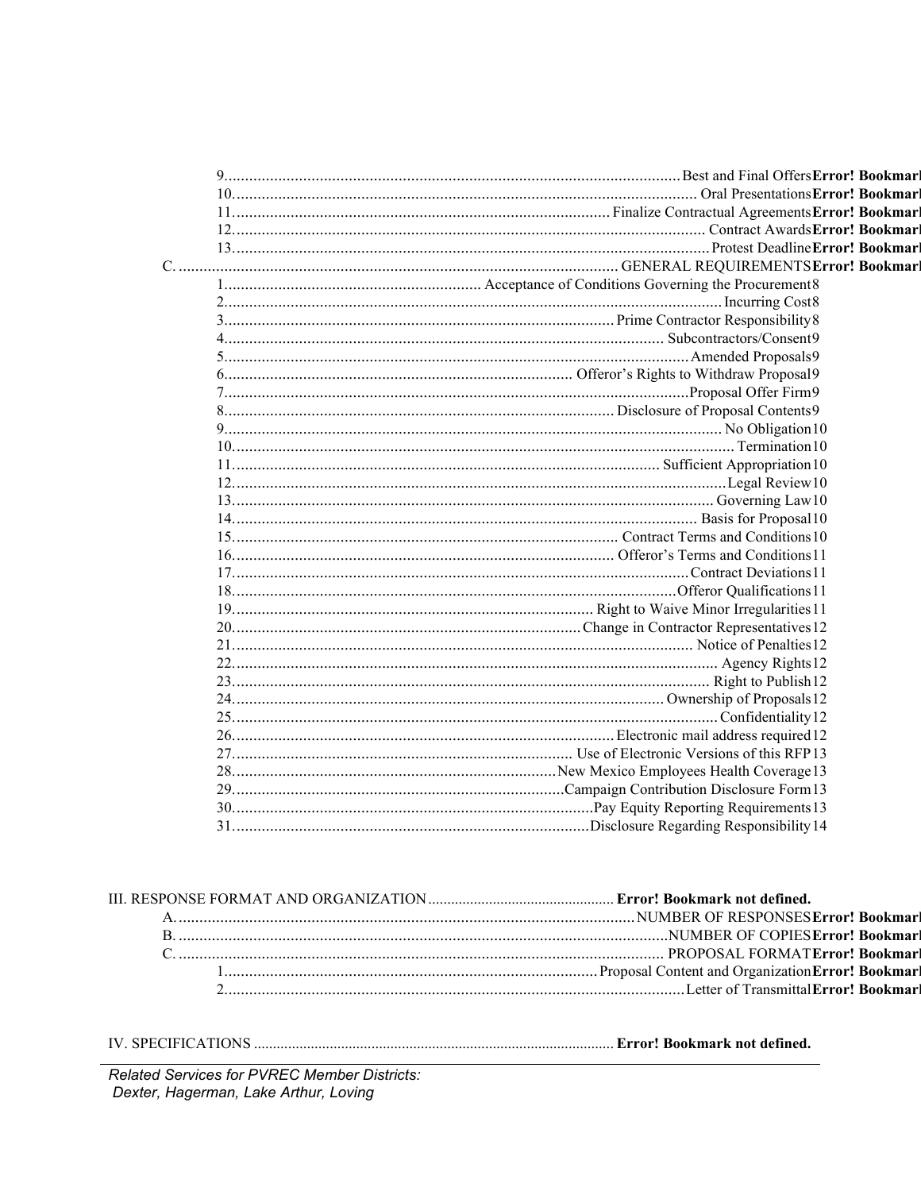9. Best and Final Offers **Error! Bookmark**
10. Oral Presentations **Error! Bookmark**
11. Finalize Contractual Agreements **Error! Bookmark**
12. Contract Awards **Error! Bookmark**
13. Protest Deadline **Error! Bookmark**

C. GENERAL REQUIREMENTS **Error! Bookmark**

1. Acceptance of Conditions Governing the Procurement 8
2. Incurring Cost 8
3. Prime Contractor Responsibility 8
4. Subcontractors/Consent 9
5. Amended Proposals 9
6. Offeror's Rights to Withdraw Proposal 9
7. Proposal Offer Firm 9
8. Disclosure of Proposal Contents 9
9. No Obligation 10
10. Termination 10
11. Sufficient Appropriation 10
12. Legal Review 10
13. Governing Law 10
14. Basis for Proposal 10
15. Contract Terms and Conditions 10
16. Offeror's Terms and Conditions 11
17. Contract Deviations 11
18. Offeror Qualifications 11
19. Right to Waive Minor Irregularities 11
20. Change in Contractor Representatives 12
21. Notice of Penalties 12
22. Agency Rights 12
23. Right to Publish 12
24. Ownership of Proposals 12
25. Confidentiality 12
26. Electronic mail address required 12
27. Use of Electronic Versions of this RFP 13
28. New Mexico Employees Health Coverage 13
29. Campaign Contribution Disclosure Form 13
30. Pay Equity Reporting Requirements 13
31. Disclosure Regarding Responsibility 14

III. RESPONSE FORMAT AND ORGANIZATION **Error! Bookmark not defined.**

A. NUMBER OF RESPONSES **Error! Bookmark**

B. NUMBER OF COPIES **Error! Bookmark**

C. PROPOSAL FORMAT **Error! Bookmark**

1. Proposal Content and Organization **Error! Bookmark**
2. Letter of Transmittal **Error! Bookmark**

IV. SPECIFICATIONS **Error! Bookmark not defined.**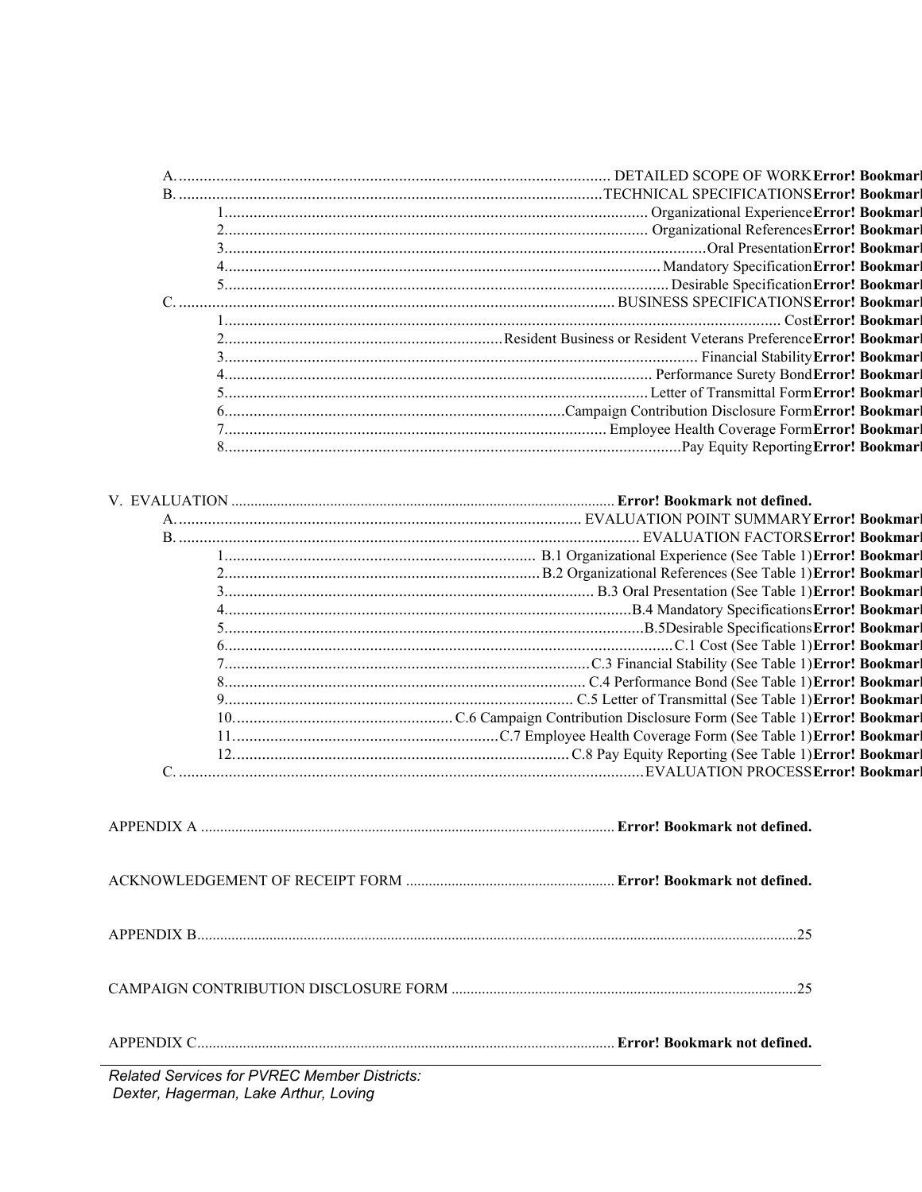- A. DETAILED SCOPE OF WORK **Error! Bookmark**
- B. TECHNICAL SPECIFICATIONS **Error! Bookmark**
  - 1. Organizational Experience **Error! Bookmark**
  - 2. Organizational References **Error! Bookmark**
  - 3. Oral Presentation **Error! Bookmark**
  - 4. Mandatory Specification **Error! Bookmark**
  - 5. Desirable Specification **Error! Bookmark**
- C. BUSINESS SPECIFICATIONS **Error! Bookmark**
  - 1. Cost **Error! Bookmark**
  - 2. Resident Business or Resident Veterans Preference **Error! Bookmark**
  - 3. Financial Stability **Error! Bookmark**
  - 4. Performance Surety Bond **Error! Bookmark**
  - 5. Letter of Transmittal Form **Error! Bookmark**
  - 6. Campaign Contribution Disclosure Form **Error! Bookmark**
  - 7. Employee Health Coverage Form **Error! Bookmark**
  - 8. Pay Equity Reporting **Error! Bookmark**

V. EVALUATION **Error! Bookmark not defined.**

- A. EVALUATION POINT SUMMARY **Error! Bookmark**
- B. EVALUATION FACTORS **Error! Bookmark**
  - 1. B.1 Organizational Experience (See Table 1) **Error! Bookmark**
  - 2. B.2 Organizational References (See Table 1) **Error! Bookmark**
  - 3. B.3 Oral Presentation (See Table 1) **Error! Bookmark**
  - 4. B.4 Mandatory Specifications **Error! Bookmark**
  - 5. B.5Desirable Specifications **Error! Bookmark**
  - 6. C.1 Cost (See Table 1) **Error! Bookmark**
  - 7. C.3 Financial Stability (See Table 1) **Error! Bookmark**
  - 8. C.4 Performance Bond (See Table 1) **Error! Bookmark**
  - 9. C.5 Letter of Transmittal (See Table 1) **Error! Bookmark**
  - 10. C.6 Campaign Contribution Disclosure Form (See Table 1) **Error! Bookmark**
  - 11. C.7 Employee Health Coverage Form (See Table 1) **Error! Bookmark**
  - 12. C.8 Pay Equity Reporting (See Table 1) **Error! Bookmark**
- C. EVALUATION PROCESS **Error! Bookmark**

APPENDIX A **Error! Bookmark not defined.**

ACKNOWLEDGEMENT OF RECEIPT FORM **Error! Bookmark not defined.**

APPENDIX B 25

CAMPAIGN CONTRIBUTION DISCLOSURE FORM 25

APPENDIX C **Error! Bookmark not defined.**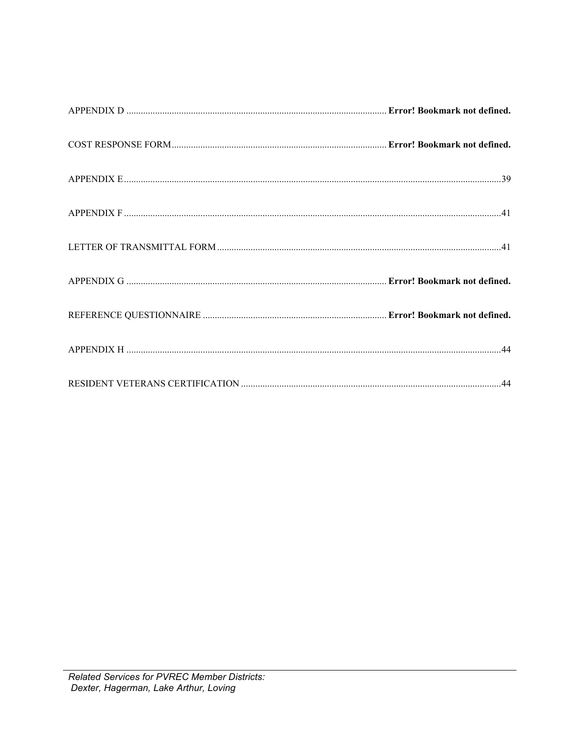APPENDIX D ............................................................................................................ **Error! Bookmark not defined.**

COST RESPONSE FORM.......................................................................................... **Error! Bookmark not defined.**

APPENDIX E .................................................................................................................................................39

APPENDIX F .................................................................................................................................................41

LETTER OF TRANSMITTAL FORM ........................................................................................................41

APPENDIX G ............................................................................................................ **Error! Bookmark not defined.**

REFERENCE QUESTIONNAIRE ............................................................................ **Error! Bookmark not defined.**

APPENDIX H .................................................................................................................................................44

RESIDENT VETERANS CERTIFICATION ...............................................................................................44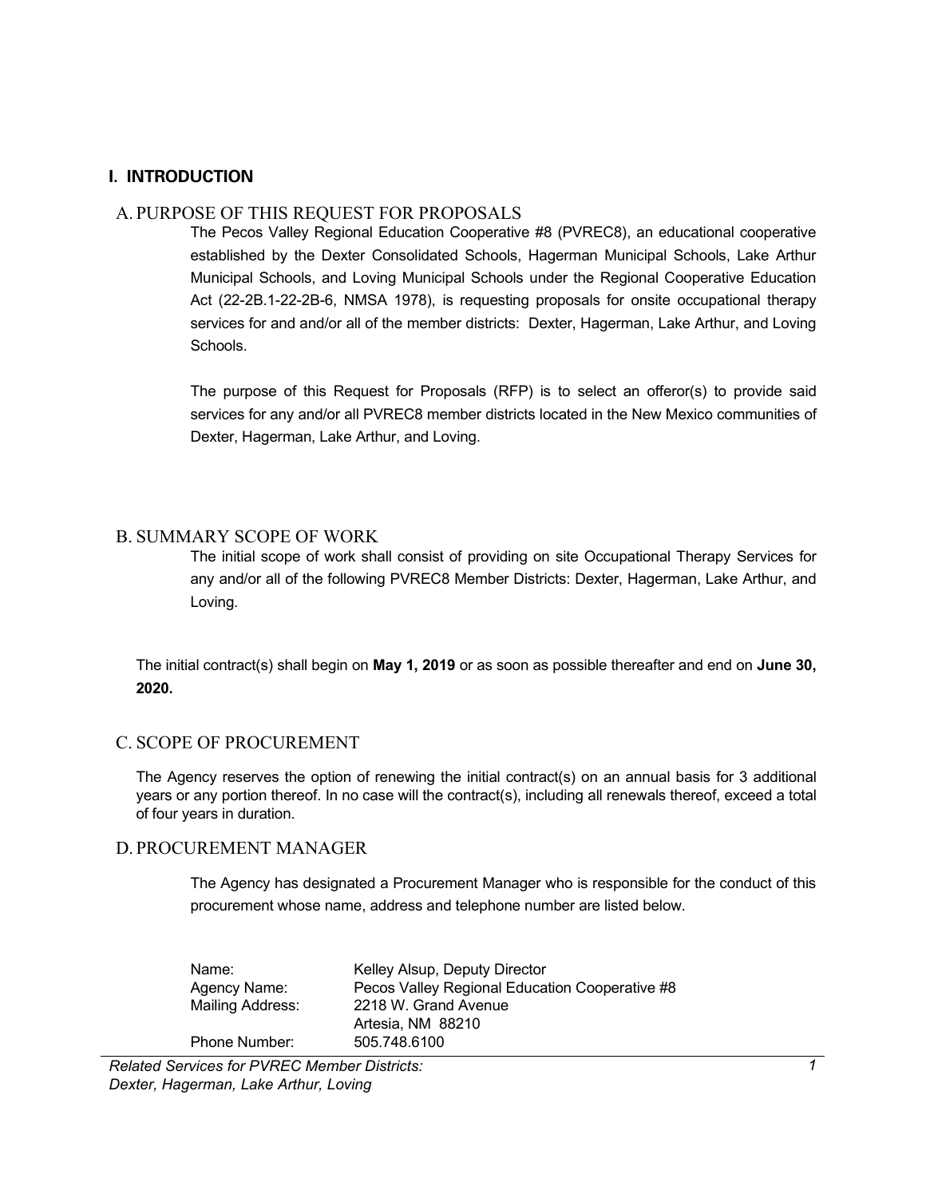## I. INTRODUCTION

### A. PURPOSE OF THIS REQUEST FOR PROPOSALS

The Pecos Valley Regional Education Cooperative #8 (PVREC8), an educational cooperative established by the Dexter Consolidated Schools, Hagerman Municipal Schools, Lake Arthur Municipal Schools, and Loving Municipal Schools under the Regional Cooperative Education Act (22-2B.1-22-2B-6, NMSA 1978), is requesting proposals for onsite occupational therapy services for and and/or all of the member districts: Dexter, Hagerman, Lake Arthur, and Loving Schools.

The purpose of this Request for Proposals (RFP) is to select an offeror(s) to provide said services for any and/or all PVREC8 member districts located in the New Mexico communities of Dexter, Hagerman, Lake Arthur, and Loving.

### B. SUMMARY SCOPE OF WORK

The initial scope of work shall consist of providing on site Occupational Therapy Services for any and/or all of the following PVREC8 Member Districts: Dexter, Hagerman, Lake Arthur, and Loving.

The initial contract(s) shall begin on **May 1, 2019** or as soon as possible thereafter and end on **June 30, 2020.**

### C. SCOPE OF PROCUREMENT

The Agency reserves the option of renewing the initial contract(s) on an annual basis for 3 additional years or any portion thereof. In no case will the contract(s), including all renewals thereof, exceed a total of four years in duration.

### D. PROCUREMENT MANAGER

The Agency has designated a Procurement Manager who is responsible for the conduct of this procurement whose name, address and telephone number are listed below.

| | |
|---|---|
| Name: | Kelley Alsup, Deputy Director |
| Agency Name: | Pecos Valley Regional Education Cooperative #8 |
| Mailing Address: | 2218 W. Grand Avenue<br>Artesia, NM 88210 |
| Phone Number: | 505.748.6100 |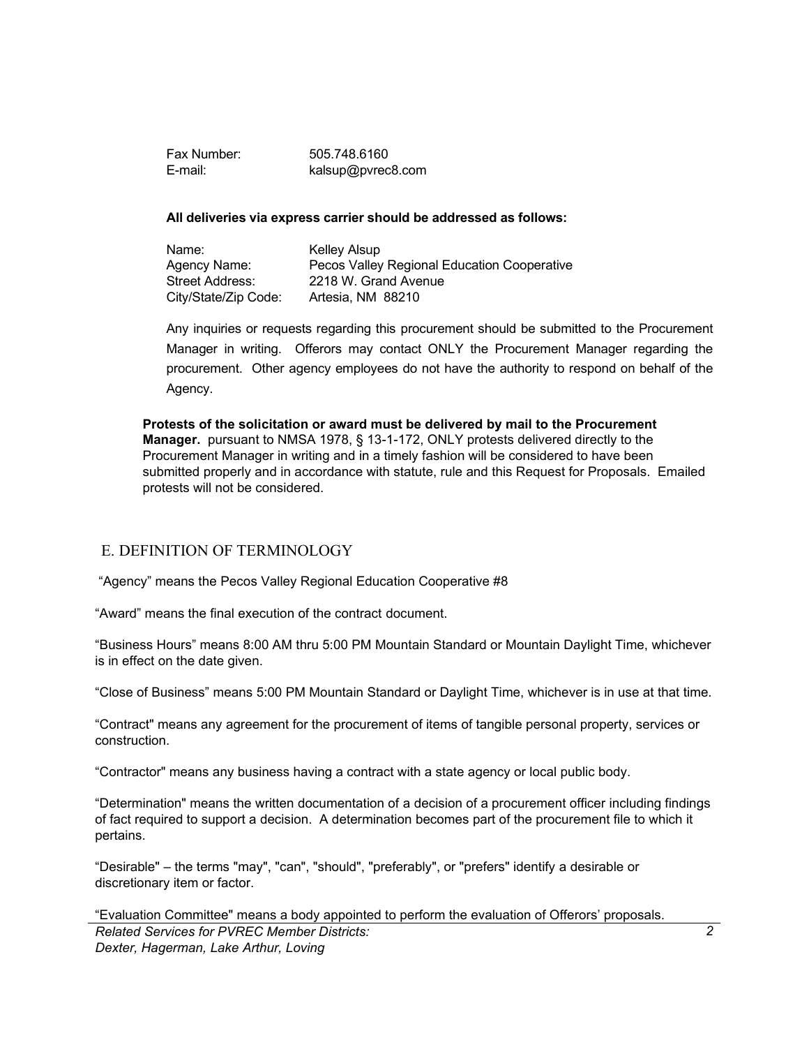| | |
|---|---|
| Fax Number: | 505.748.6160 |
| E-mail: | kalsup@pvrec8.com |

**All deliveries via express carrier should be addressed as follows:**

| | |
|---|---|
| Name: | Kelley Alsup |
| Agency Name: | Pecos Valley Regional Education Cooperative |
| Street Address: | 2218 W. Grand Avenue |
| City/State/Zip Code: | Artesia, NM 88210 |

Any inquiries or requests regarding this procurement should be submitted to the Procurement Manager in writing. Offerors may contact ONLY the Procurement Manager regarding the procurement. Other agency employees do not have the authority to respond on behalf of the Agency.

**Protests of the solicitation or award must be delivered by mail to the Procurement Manager.** pursuant to NMSA 1978, § 13-1-172, ONLY protests delivered directly to the Procurement Manager in writing and in a timely fashion will be considered to have been submitted properly and in accordance with statute, rule and this Request for Proposals. Emailed protests will not be considered.

## E. DEFINITION OF TERMINOLOGY

"Agency" means the Pecos Valley Regional Education Cooperative #8

"Award" means the final execution of the contract document.

"Business Hours" means 8:00 AM thru 5:00 PM Mountain Standard or Mountain Daylight Time, whichever is in effect on the date given.

"Close of Business" means 5:00 PM Mountain Standard or Daylight Time, whichever is in use at that time.

"Contract" means any agreement for the procurement of items of tangible personal property, services or construction.

"Contractor" means any business having a contract with a state agency or local public body.

"Determination" means the written documentation of a decision of a procurement officer including findings of fact required to support a decision. A determination becomes part of the procurement file to which it pertains.

"Desirable" – the terms "may", "can", "should", "preferably", or "prefers" identify a desirable or discretionary item or factor.

"Evaluation Committee" means a body appointed to perform the evaluation of Offerors' proposals.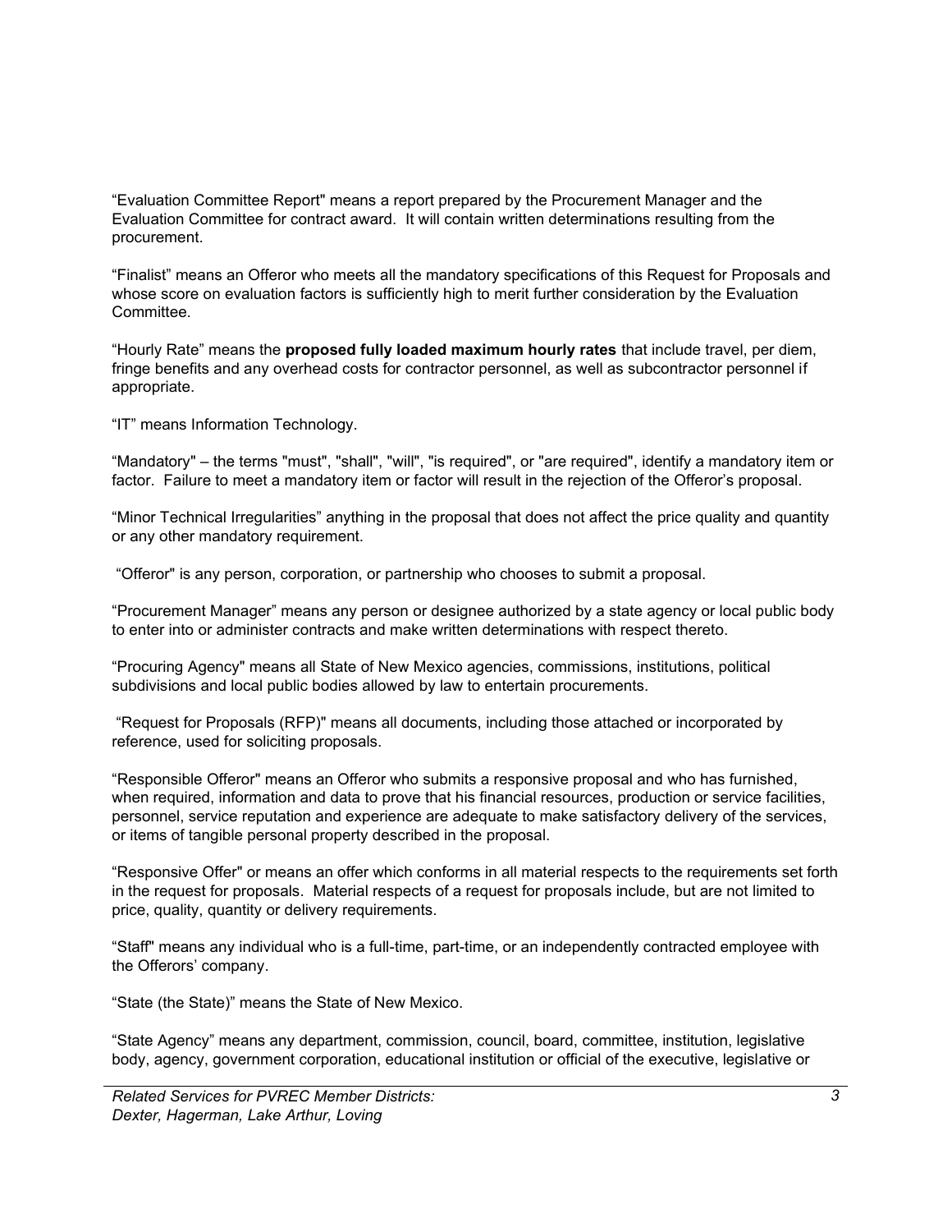“Evaluation Committee Report" means a report prepared by the Procurement Manager and the Evaluation Committee for contract award. It will contain written determinations resulting from the procurement.

“Finalist” means an Offeror who meets all the mandatory specifications of this Request for Proposals and whose score on evaluation factors is sufficiently high to merit further consideration by the Evaluation Committee.

“Hourly Rate” means the **proposed fully loaded maximum hourly rates** that include travel, per diem, fringe benefits and any overhead costs for contractor personnel, as well as subcontractor personnel if appropriate.

“IT” means Information Technology.

“Mandatory" – the terms "must", "shall", "will", "is required", or "are required", identify a mandatory item or factor. Failure to meet a mandatory item or factor will result in the rejection of the Offeror’s proposal.

“Minor Technical Irregularities” anything in the proposal that does not affect the price quality and quantity or any other mandatory requirement.

“Offeror" is any person, corporation, or partnership who chooses to submit a proposal.

“Procurement Manager” means any person or designee authorized by a state agency or local public body to enter into or administer contracts and make written determinations with respect thereto.

“Procuring Agency" means all State of New Mexico agencies, commissions, institutions, political subdivisions and local public bodies allowed by law to entertain procurements.

“Request for Proposals (RFP)" means all documents, including those attached or incorporated by reference, used for soliciting proposals.

“Responsible Offeror" means an Offeror who submits a responsive proposal and who has furnished, when required, information and data to prove that his financial resources, production or service facilities, personnel, service reputation and experience are adequate to make satisfactory delivery of the services, or items of tangible personal property described in the proposal.

“Responsive Offer" or means an offer which conforms in all material respects to the requirements set forth in the request for proposals. Material respects of a request for proposals include, but are not limited to price, quality, quantity or delivery requirements.

“Staff" means any individual who is a full-time, part-time, or an independently contracted employee with the Offerors’ company.

“State (the State)” means the State of New Mexico.

“State Agency” means any department, commission, council, board, committee, institution, legislative body, agency, government corporation, educational institution or official of the executive, legislative or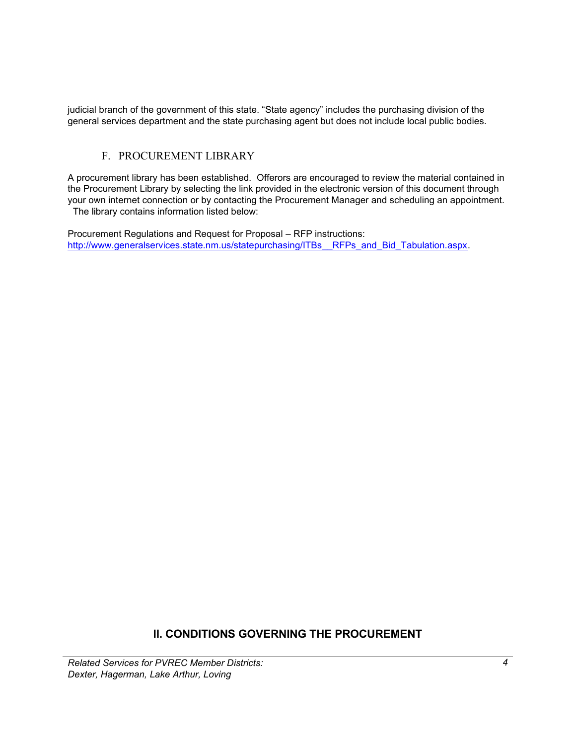judicial branch of the government of this state. “State agency” includes the purchasing division of the general services department and the state purchasing agent but does not include local public bodies.

### F. PROCUREMENT LIBRARY

A procurement library has been established. Offerors are encouraged to review the material contained in the Procurement Library by selecting the link provided in the electronic version of this document through your own internet connection or by contacting the Procurement Manager and scheduling an appointment. The library contains information listed below:

Procurement Regulations and Request for Proposal – RFP instructions:
http://www.generalservices.state.nm.us/statepurchasing/ITBs__RFPs_and_Bid_Tabulation.aspx.

## II. CONDITIONS GOVERNING THE PROCUREMENT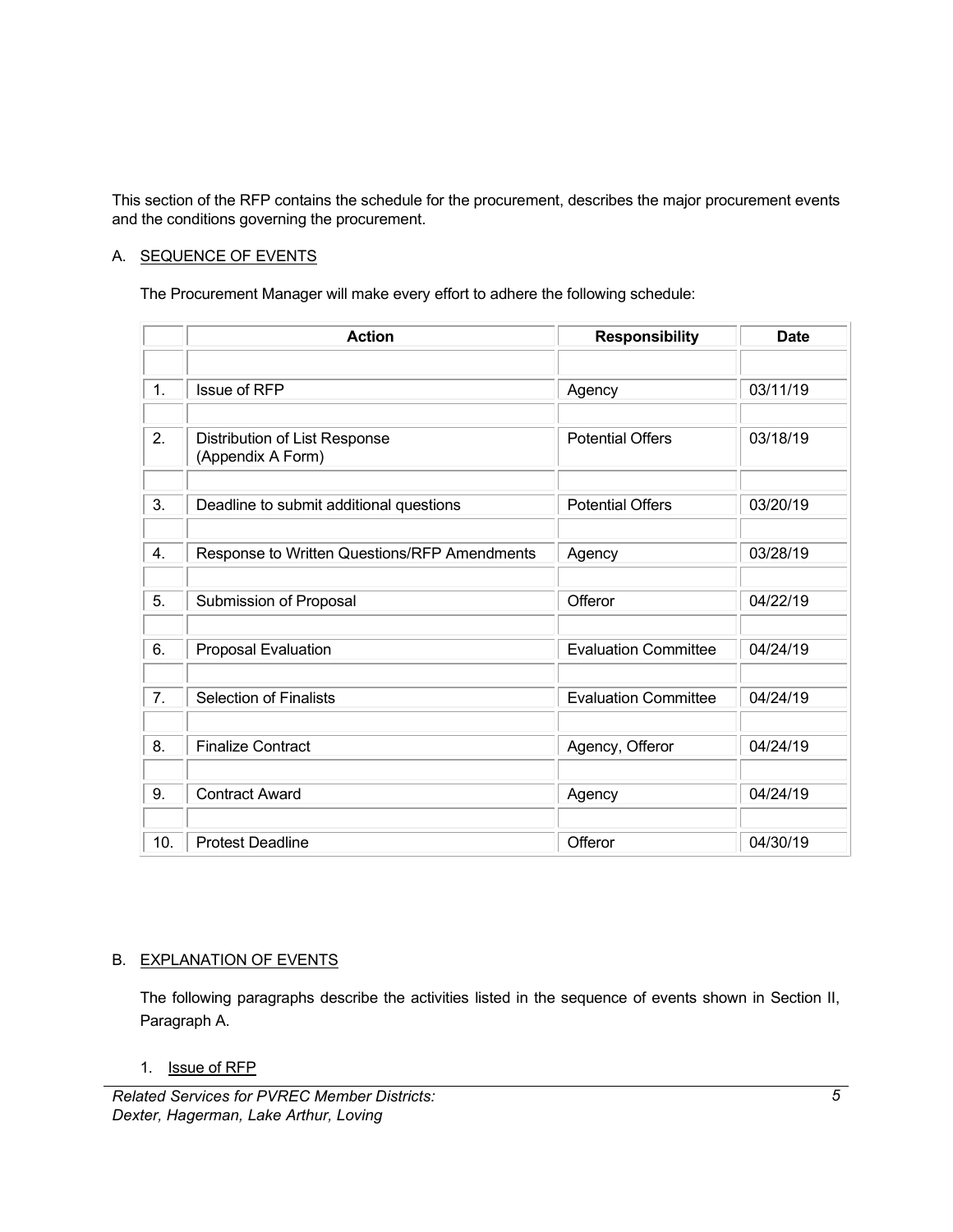This section of the RFP contains the schedule for the procurement, describes the major procurement events and the conditions governing the procurement.

## A. SEQUENCE OF EVENTS

The Procurement Manager will make every effort to adhere the following schedule:

| | Action | Responsibility | Date |
|---|---|---|---|
| 1. | Issue of RFP | Agency | 03/11/19 |
| 2. | Distribution of List Response (Appendix A Form) | Potential Offers | 03/18/19 |
| 3. | Deadline to submit additional questions | Potential Offers | 03/20/19 |
| 4. | Response to Written Questions/RFP Amendments | Agency | 03/28/19 |
| 5. | Submission of Proposal | Offeror | 04/22/19 |
| 6. | Proposal Evaluation | Evaluation Committee | 04/24/19 |
| 7. | Selection of Finalists | Evaluation Committee | 04/24/19 |
| 8. | Finalize Contract | Agency, Offeror | 04/24/19 |
| 9. | Contract Award | Agency | 04/24/19 |
| 10. | Protest Deadline | Offeror | 04/30/19 |

## B. EXPLANATION OF EVENTS

The following paragraphs describe the activities listed in the sequence of events shown in Section II, Paragraph A.

1. Issue of RFP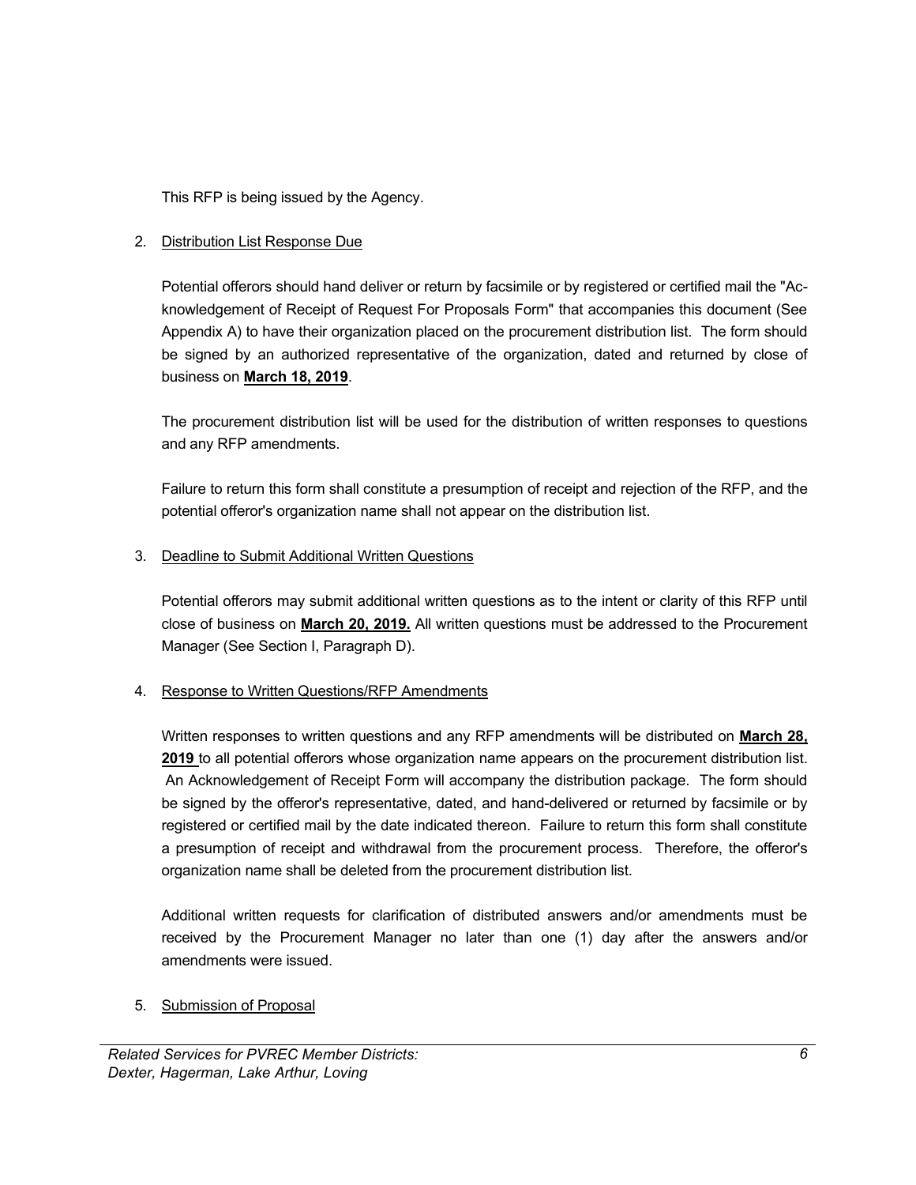This RFP is being issued by the Agency.

2. Distribution List Response Due

   Potential offerors should hand deliver or return by facsimile or by registered or certified mail the "Acknowledgement of Receipt of Request For Proposals Form" that accompanies this document (See Appendix A) to have their organization placed on the procurement distribution list. The form should be signed by an authorized representative of the organization, dated and returned by close of business on **March 18, 2019**.

   The procurement distribution list will be used for the distribution of written responses to questions and any RFP amendments.

   Failure to return this form shall constitute a presumption of receipt and rejection of the RFP, and the potential offeror's organization name shall not appear on the distribution list.

3. Deadline to Submit Additional Written Questions

   Potential offerors may submit additional written questions as to the intent or clarity of this RFP until close of business on **March 20, 2019.** All written questions must be addressed to the Procurement Manager (See Section I, Paragraph D).

4. Response to Written Questions/RFP Amendments

   Written responses to written questions and any RFP amendments will be distributed on **March 28, 2019** to all potential offerors whose organization name appears on the procurement distribution list. An Acknowledgement of Receipt Form will accompany the distribution package. The form should be signed by the offeror's representative, dated, and hand-delivered or returned by facsimile or by registered or certified mail by the date indicated thereon. Failure to return this form shall constitute a presumption of receipt and withdrawal from the procurement process. Therefore, the offeror's organization name shall be deleted from the procurement distribution list.

   Additional written requests for clarification of distributed answers and/or amendments must be received by the Procurement Manager no later than one (1) day after the answers and/or amendments were issued.

5. Submission of Proposal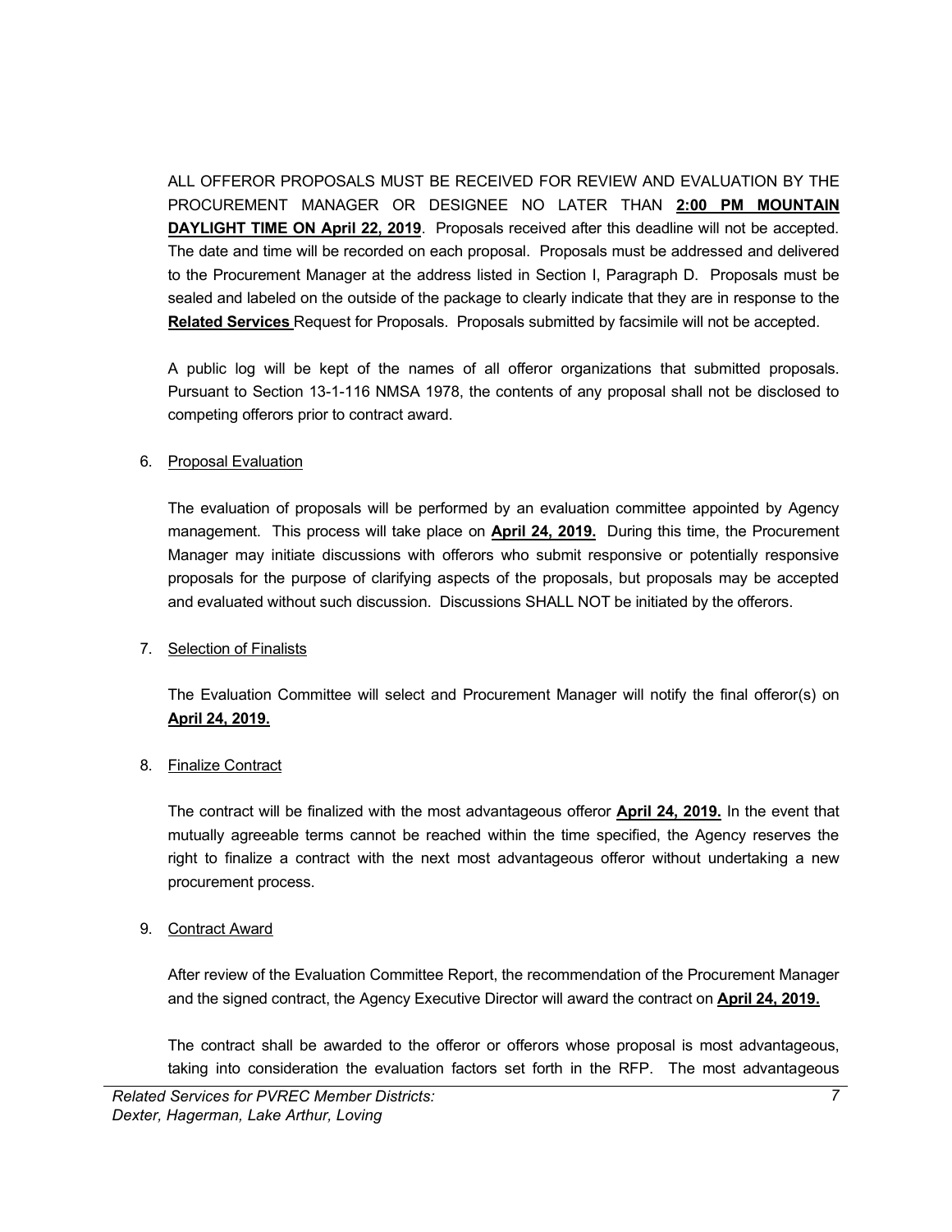ALL OFFEROR PROPOSALS MUST BE RECEIVED FOR REVIEW AND EVALUATION BY THE PROCUREMENT MANAGER OR DESIGNEE NO LATER THAN **2:00 PM MOUNTAIN DAYLIGHT TIME ON April 22, 2019**. Proposals received after this deadline will not be accepted. The date and time will be recorded on each proposal. Proposals must be addressed and delivered to the Procurement Manager at the address listed in Section I, Paragraph D. Proposals must be sealed and labeled on the outside of the package to clearly indicate that they are in response to the **Related Services** Request for Proposals. Proposals submitted by facsimile will not be accepted.

A public log will be kept of the names of all offeror organizations that submitted proposals. Pursuant to Section 13-1-116 NMSA 1978, the contents of any proposal shall not be disclosed to competing offerors prior to contract award.

6. Proposal Evaluation

   The evaluation of proposals will be performed by an evaluation committee appointed by Agency management. This process will take place on **April 24, 2019.** During this time, the Procurement Manager may initiate discussions with offerors who submit responsive or potentially responsive proposals for the purpose of clarifying aspects of the proposals, but proposals may be accepted and evaluated without such discussion. Discussions SHALL NOT be initiated by the offerors.

7. Selection of Finalists

   The Evaluation Committee will select and Procurement Manager will notify the final offeror(s) on **April 24, 2019.**

8. Finalize Contract

   The contract will be finalized with the most advantageous offeror **April 24, 2019.** In the event that mutually agreeable terms cannot be reached within the time specified, the Agency reserves the right to finalize a contract with the next most advantageous offeror without undertaking a new procurement process.

9. Contract Award

   After review of the Evaluation Committee Report, the recommendation of the Procurement Manager and the signed contract, the Agency Executive Director will award the contract on **April 24, 2019.**

   The contract shall be awarded to the offeror or offerors whose proposal is most advantageous, taking into consideration the evaluation factors set forth in the RFP. The most advantageous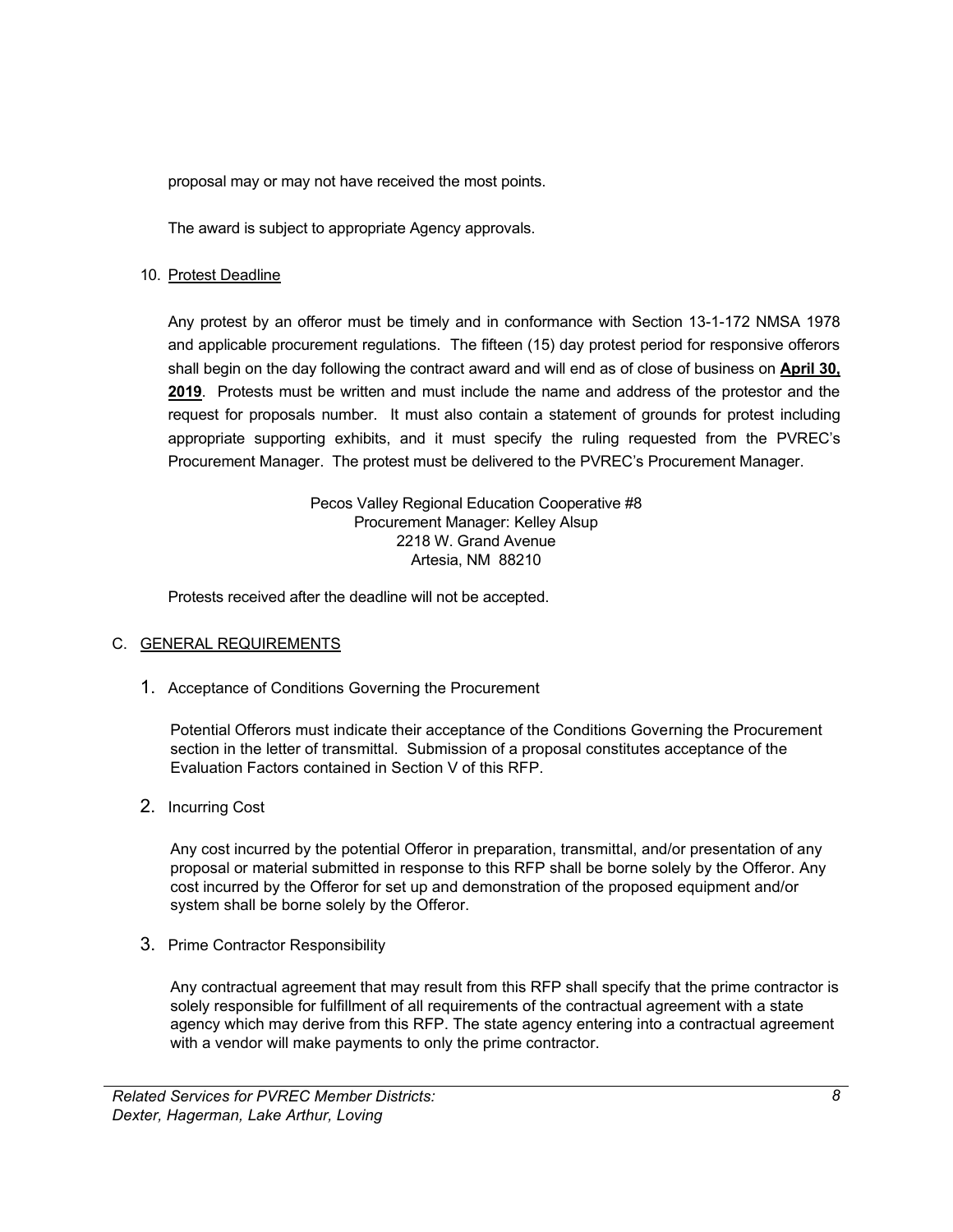proposal may or may not have received the most points.

The award is subject to appropriate Agency approvals.

10. Protest Deadline

Any protest by an offeror must be timely and in conformance with Section 13-1-172 NMSA 1978 and applicable procurement regulations. The fifteen (15) day protest period for responsive offerors shall begin on the day following the contract award and will end as of close of business on **April 30, 2019**. Protests must be written and must include the name and address of the protestor and the request for proposals number. It must also contain a statement of grounds for protest including appropriate supporting exhibits, and it must specify the ruling requested from the PVREC's Procurement Manager. The protest must be delivered to the PVREC's Procurement Manager.

Pecos Valley Regional Education Cooperative #8
Procurement Manager: Kelley Alsup
2218 W. Grand Avenue
Artesia, NM 88210

Protests received after the deadline will not be accepted.

## C. GENERAL REQUIREMENTS

1. Acceptance of Conditions Governing the Procurement

   Potential Offerors must indicate their acceptance of the Conditions Governing the Procurement section in the letter of transmittal. Submission of a proposal constitutes acceptance of the Evaluation Factors contained in Section V of this RFP.

2. Incurring Cost

   Any cost incurred by the potential Offeror in preparation, transmittal, and/or presentation of any proposal or material submitted in response to this RFP shall be borne solely by the Offeror. Any cost incurred by the Offeror for set up and demonstration of the proposed equipment and/or system shall be borne solely by the Offeror.

3. Prime Contractor Responsibility

   Any contractual agreement that may result from this RFP shall specify that the prime contractor is solely responsible for fulfillment of all requirements of the contractual agreement with a state agency which may derive from this RFP. The state agency entering into a contractual agreement with a vendor will make payments to only the prime contractor.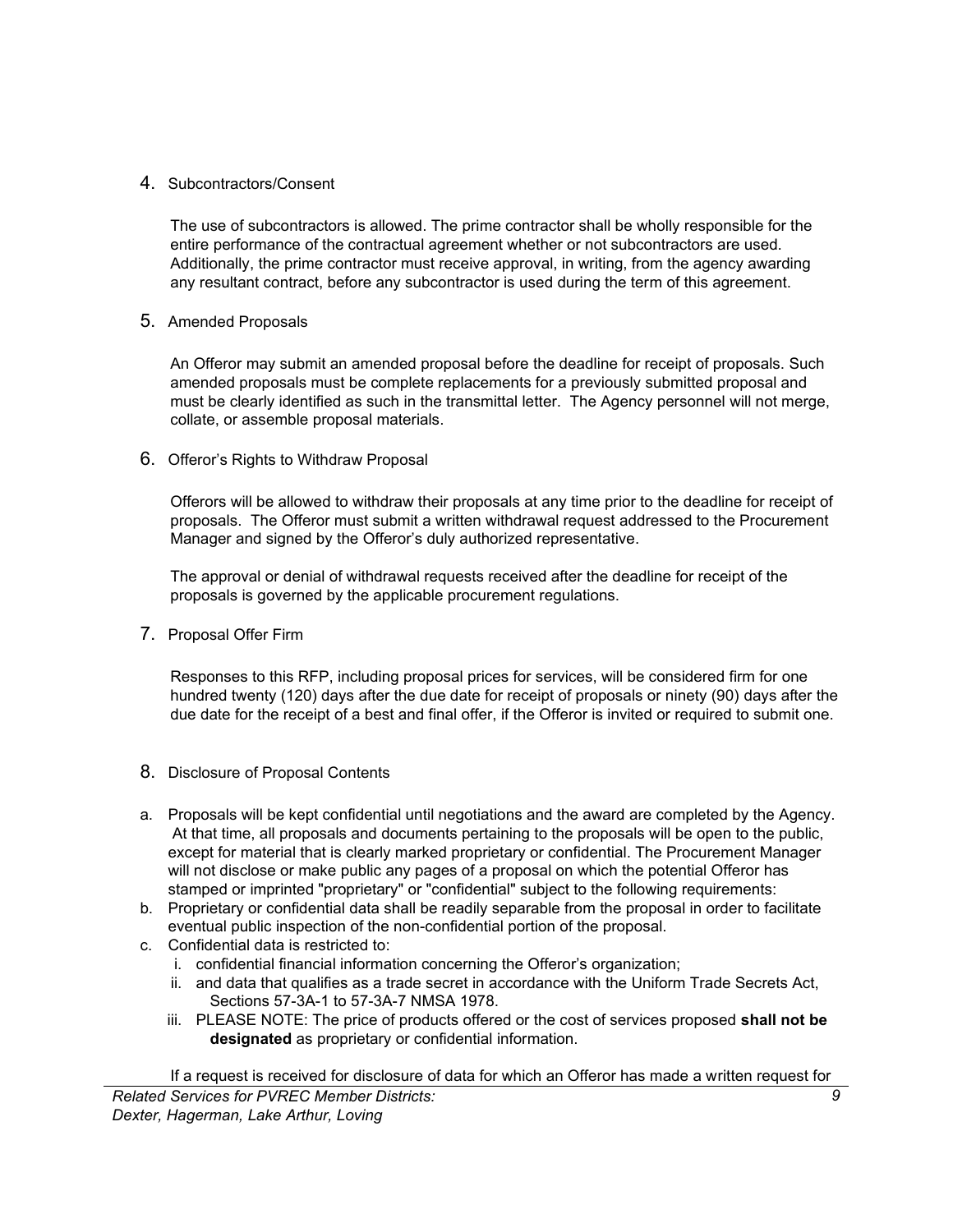4. Subcontractors/Consent

   The use of subcontractors is allowed. The prime contractor shall be wholly responsible for the entire performance of the contractual agreement whether or not subcontractors are used. Additionally, the prime contractor must receive approval, in writing, from the agency awarding any resultant contract, before any subcontractor is used during the term of this agreement.

5. Amended Proposals

   An Offeror may submit an amended proposal before the deadline for receipt of proposals. Such amended proposals must be complete replacements for a previously submitted proposal and must be clearly identified as such in the transmittal letter. The Agency personnel will not merge, collate, or assemble proposal materials.

6. Offeror's Rights to Withdraw Proposal

   Offerors will be allowed to withdraw their proposals at any time prior to the deadline for receipt of proposals. The Offeror must submit a written withdrawal request addressed to the Procurement Manager and signed by the Offeror's duly authorized representative.

   The approval or denial of withdrawal requests received after the deadline for receipt of the proposals is governed by the applicable procurement regulations.

7. Proposal Offer Firm

   Responses to this RFP, including proposal prices for services, will be considered firm for one hundred twenty (120) days after the due date for receipt of proposals or ninety (90) days after the due date for the receipt of a best and final offer, if the Offeror is invited or required to submit one.

8. Disclosure of Proposal Contents

a. Proposals will be kept confidential until negotiations and the award are completed by the Agency. At that time, all proposals and documents pertaining to the proposals will be open to the public, except for material that is clearly marked proprietary or confidential. The Procurement Manager will not disclose or make public any pages of a proposal on which the potential Offeror has stamped or imprinted "proprietary" or "confidential" subject to the following requirements:
b. Proprietary or confidential data shall be readily separable from the proposal in order to facilitate eventual public inspection of the non-confidential portion of the proposal.
c. Confidential data is restricted to:
   i. confidential financial information concerning the Offeror's organization;
   ii. and data that qualifies as a trade secret in accordance with the Uniform Trade Secrets Act, Sections 57-3A-1 to 57-3A-7 NMSA 1978.
   iii. PLEASE NOTE: The price of products offered or the cost of services proposed **shall not be designated** as proprietary or confidential information.

   If a request is received for disclosure of data for which an Offeror has made a written request for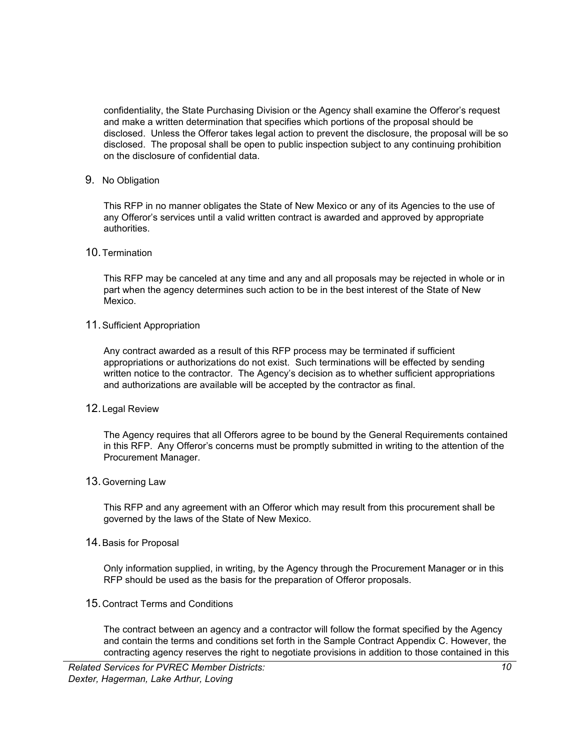confidentiality, the State Purchasing Division or the Agency shall examine the Offeror's request and make a written determination that specifies which portions of the proposal should be disclosed. Unless the Offeror takes legal action to prevent the disclosure, the proposal will be so disclosed. The proposal shall be open to public inspection subject to any continuing prohibition on the disclosure of confidential data.

9. No Obligation

   This RFP in no manner obligates the State of New Mexico or any of its Agencies to the use of any Offeror's services until a valid written contract is awarded and approved by appropriate authorities.

10. Termination

    This RFP may be canceled at any time and any and all proposals may be rejected in whole or in part when the agency determines such action to be in the best interest of the State of New Mexico.

11. Sufficient Appropriation

    Any contract awarded as a result of this RFP process may be terminated if sufficient appropriations or authorizations do not exist. Such terminations will be effected by sending written notice to the contractor. The Agency's decision as to whether sufficient appropriations and authorizations are available will be accepted by the contractor as final.

12. Legal Review

    The Agency requires that all Offerors agree to be bound by the General Requirements contained in this RFP. Any Offeror's concerns must be promptly submitted in writing to the attention of the Procurement Manager.

13. Governing Law

    This RFP and any agreement with an Offeror which may result from this procurement shall be governed by the laws of the State of New Mexico.

14. Basis for Proposal

    Only information supplied, in writing, by the Agency through the Procurement Manager or in this RFP should be used as the basis for the preparation of Offeror proposals.

15. Contract Terms and Conditions

    The contract between an agency and a contractor will follow the format specified by the Agency and contain the terms and conditions set forth in the Sample Contract Appendix C. However, the contracting agency reserves the right to negotiate provisions in addition to those contained in this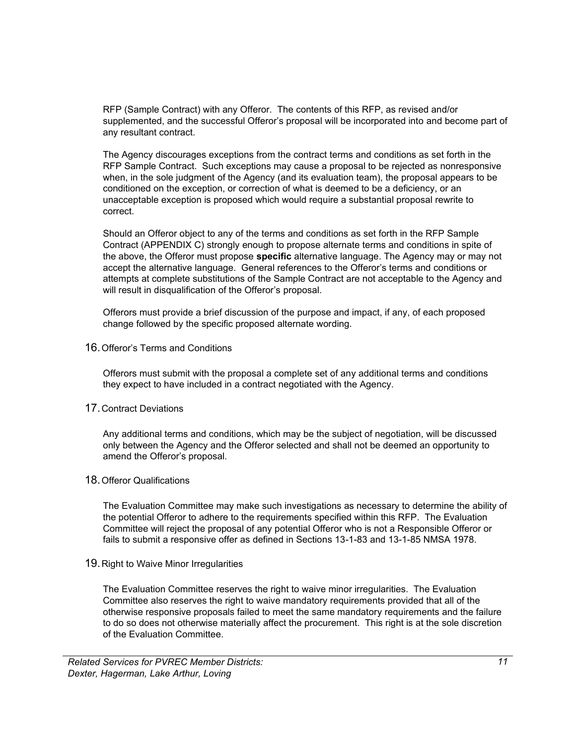RFP (Sample Contract) with any Offeror. The contents of this RFP, as revised and/or supplemented, and the successful Offeror's proposal will be incorporated into and become part of any resultant contract.

The Agency discourages exceptions from the contract terms and conditions as set forth in the RFP Sample Contract. Such exceptions may cause a proposal to be rejected as nonresponsive when, in the sole judgment of the Agency (and its evaluation team), the proposal appears to be conditioned on the exception, or correction of what is deemed to be a deficiency, or an unacceptable exception is proposed which would require a substantial proposal rewrite to correct.

Should an Offeror object to any of the terms and conditions as set forth in the RFP Sample Contract (APPENDIX C) strongly enough to propose alternate terms and conditions in spite of the above, the Offeror must propose **specific** alternative language. The Agency may or may not accept the alternative language. General references to the Offeror's terms and conditions or attempts at complete substitutions of the Sample Contract are not acceptable to the Agency and will result in disqualification of the Offeror's proposal.

Offerors must provide a brief discussion of the purpose and impact, if any, of each proposed change followed by the specific proposed alternate wording.

16. Offeror's Terms and Conditions

Offerors must submit with the proposal a complete set of any additional terms and conditions they expect to have included in a contract negotiated with the Agency.

17. Contract Deviations

Any additional terms and conditions, which may be the subject of negotiation, will be discussed only between the Agency and the Offeror selected and shall not be deemed an opportunity to amend the Offeror's proposal.

18. Offeror Qualifications

The Evaluation Committee may make such investigations as necessary to determine the ability of the potential Offeror to adhere to the requirements specified within this RFP. The Evaluation Committee will reject the proposal of any potential Offeror who is not a Responsible Offeror or fails to submit a responsive offer as defined in Sections 13-1-83 and 13-1-85 NMSA 1978.

19. Right to Waive Minor Irregularities

The Evaluation Committee reserves the right to waive minor irregularities. The Evaluation Committee also reserves the right to waive mandatory requirements provided that all of the otherwise responsive proposals failed to meet the same mandatory requirements and the failure to do so does not otherwise materially affect the procurement. This right is at the sole discretion of the Evaluation Committee.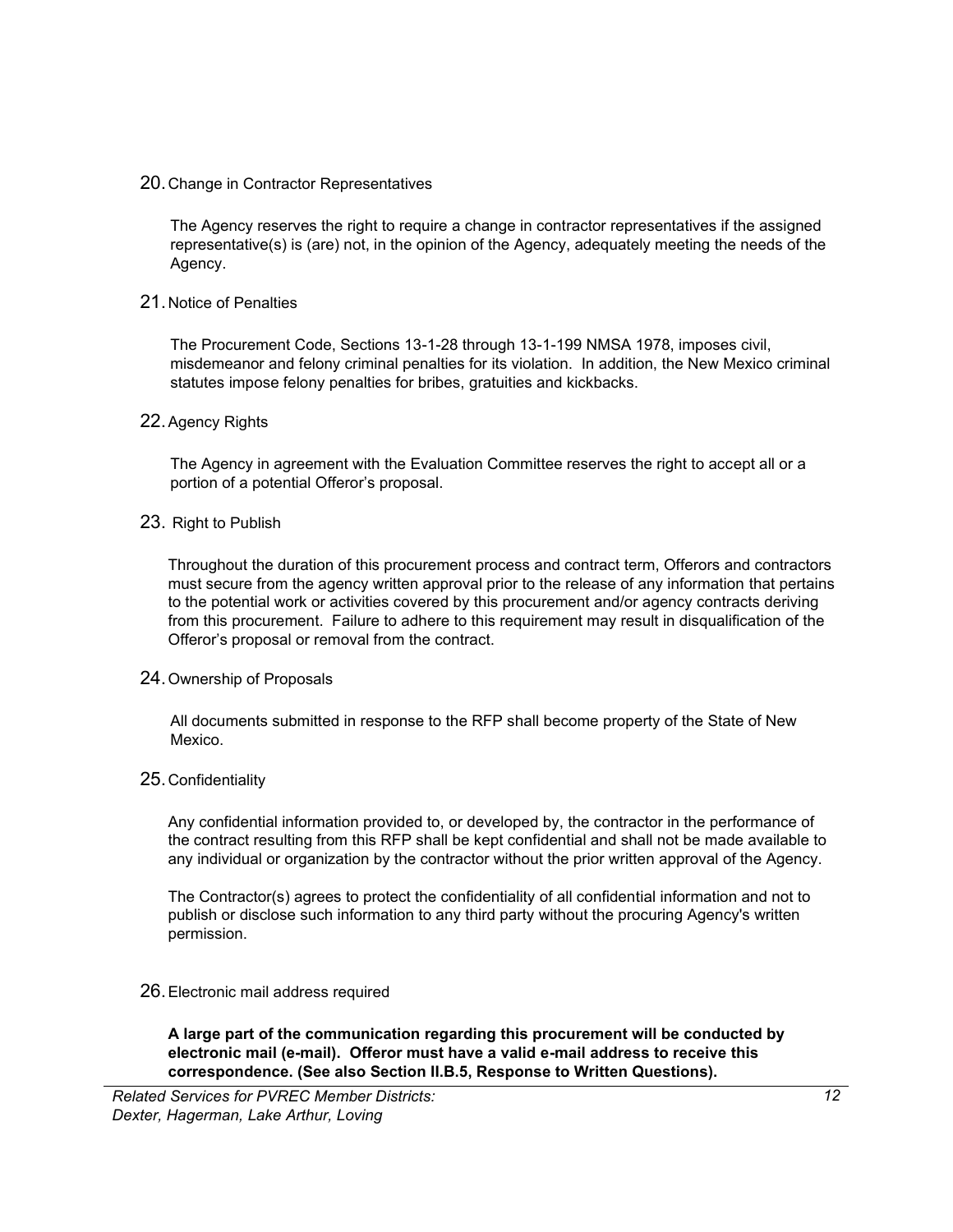20. Change in Contractor Representatives

The Agency reserves the right to require a change in contractor representatives if the assigned representative(s) is (are) not, in the opinion of the Agency, adequately meeting the needs of the Agency.

21. Notice of Penalties

The Procurement Code, Sections 13-1-28 through 13-1-199 NMSA 1978, imposes civil, misdemeanor and felony criminal penalties for its violation. In addition, the New Mexico criminal statutes impose felony penalties for bribes, gratuities and kickbacks.

22. Agency Rights

The Agency in agreement with the Evaluation Committee reserves the right to accept all or a portion of a potential Offeror's proposal.

23. Right to Publish

Throughout the duration of this procurement process and contract term, Offerors and contractors must secure from the agency written approval prior to the release of any information that pertains to the potential work or activities covered by this procurement and/or agency contracts deriving from this procurement. Failure to adhere to this requirement may result in disqualification of the Offeror's proposal or removal from the contract.

24. Ownership of Proposals

All documents submitted in response to the RFP shall become property of the State of New Mexico.

25. Confidentiality

Any confidential information provided to, or developed by, the contractor in the performance of the contract resulting from this RFP shall be kept confidential and shall not be made available to any individual or organization by the contractor without the prior written approval of the Agency.

The Contractor(s) agrees to protect the confidentiality of all confidential information and not to publish or disclose such information to any third party without the procuring Agency's written permission.

26. Electronic mail address required

**A large part of the communication regarding this procurement will be conducted by electronic mail (e-mail). Offeror must have a valid e-mail address to receive this correspondence. (See also Section II.B.5, Response to Written Questions).**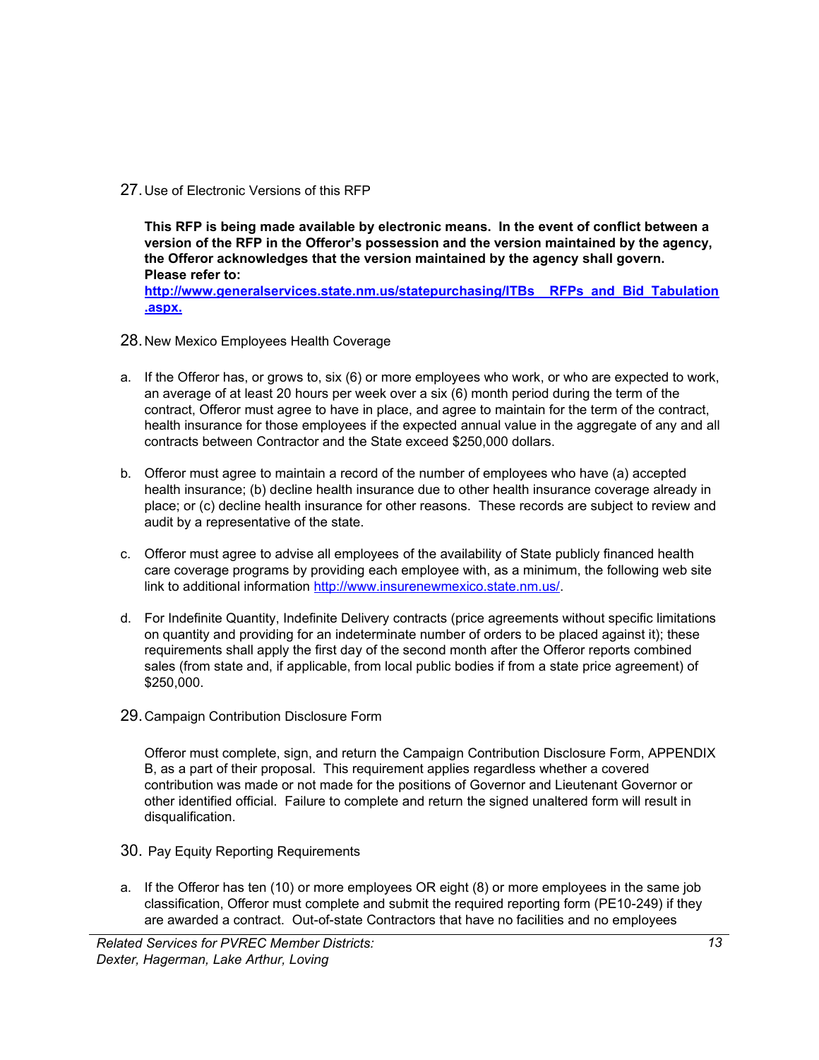27. Use of Electronic Versions of this RFP

**This RFP is being made available by electronic means. In the event of conflict between a version of the RFP in the Offeror's possession and the version maintained by the agency, the Offeror acknowledges that the version maintained by the agency shall govern. Please refer to: [http://www.generalservices.state.nm.us/statepurchasing/ITBs__RFPs_and_Bid_Tabulation.aspx.](http://www.generalservices.state.nm.us/statepurchasing/ITBs__RFPs_and_Bid_Tabulation.aspx)**

28. New Mexico Employees Health Coverage

a. If the Offeror has, or grows to, six (6) or more employees who work, or who are expected to work, an average of at least 20 hours per week over a six (6) month period during the term of the contract, Offeror must agree to have in place, and agree to maintain for the term of the contract, health insurance for those employees if the expected annual value in the aggregate of any and all contracts between Contractor and the State exceed $250,000 dollars.

b. Offeror must agree to maintain a record of the number of employees who have (a) accepted health insurance; (b) decline health insurance due to other health insurance coverage already in place; or (c) decline health insurance for other reasons. These records are subject to review and audit by a representative of the state.

c. Offeror must agree to advise all employees of the availability of State publicly financed health care coverage programs by providing each employee with, as a minimum, the following web site link to additional information [http://www.insurenewmexico.state.nm.us/](http://www.insurenewmexico.state.nm.us/).

d. For Indefinite Quantity, Indefinite Delivery contracts (price agreements without specific limitations on quantity and providing for an indeterminate number of orders to be placed against it); these requirements shall apply the first day of the second month after the Offeror reports combined sales (from state and, if applicable, from local public bodies if from a state price agreement) of $250,000.

29. Campaign Contribution Disclosure Form

Offeror must complete, sign, and return the Campaign Contribution Disclosure Form, APPENDIX B, as a part of their proposal. This requirement applies regardless whether a covered contribution was made or not made for the positions of Governor and Lieutenant Governor or other identified official. Failure to complete and return the signed unaltered form will result in disqualification.

30. Pay Equity Reporting Requirements

a. If the Offeror has ten (10) or more employees OR eight (8) or more employees in the same job classification, Offeror must complete and submit the required reporting form (PE10-249) if they are awarded a contract. Out-of-state Contractors that have no facilities and no employees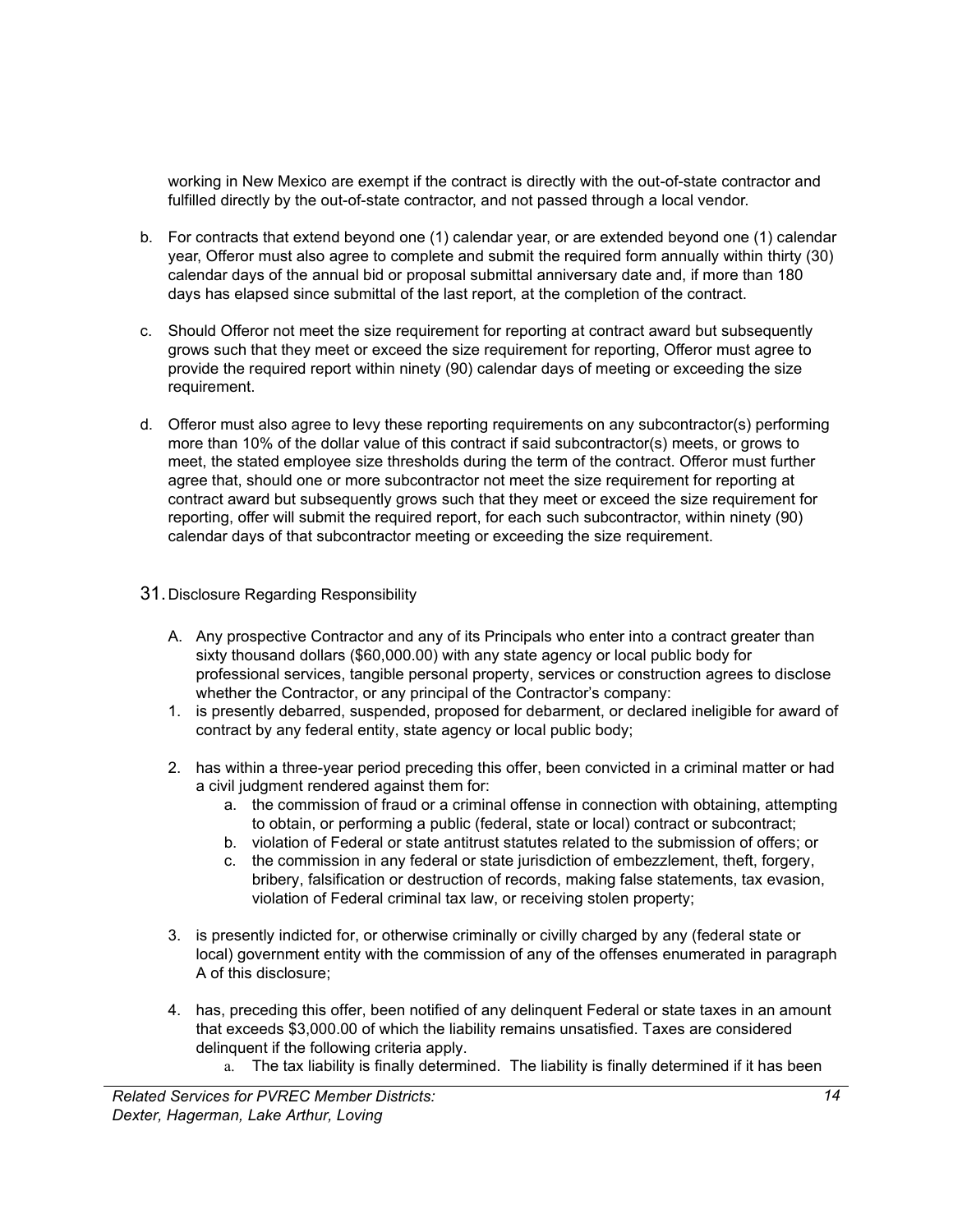working in New Mexico are exempt if the contract is directly with the out-of-state contractor and fulfilled directly by the out-of-state contractor, and not passed through a local vendor.

b. For contracts that extend beyond one (1) calendar year, or are extended beyond one (1) calendar year, Offeror must also agree to complete and submit the required form annually within thirty (30) calendar days of the annual bid or proposal submittal anniversary date and, if more than 180 days has elapsed since submittal of the last report, at the completion of the contract.

c. Should Offeror not meet the size requirement for reporting at contract award but subsequently grows such that they meet or exceed the size requirement for reporting, Offeror must agree to provide the required report within ninety (90) calendar days of meeting or exceeding the size requirement.

d. Offeror must also agree to levy these reporting requirements on any subcontractor(s) performing more than 10% of the dollar value of this contract if said subcontractor(s) meets, or grows to meet, the stated employee size thresholds during the term of the contract. Offeror must further agree that, should one or more subcontractor not meet the size requirement for reporting at contract award but subsequently grows such that they meet or exceed the size requirement for reporting, offer will submit the required report, for each such subcontractor, within ninety (90) calendar days of that subcontractor meeting or exceeding the size requirement.

31. Disclosure Regarding Responsibility

A. Any prospective Contractor and any of its Principals who enter into a contract greater than sixty thousand dollars ($60,000.00) with any state agency or local public body for professional services, tangible personal property, services or construction agrees to disclose whether the Contractor, or any principal of the Contractor's company:

1. is presently debarred, suspended, proposed for debarment, or declared ineligible for award of contract by any federal entity, state agency or local public body;

2. has within a three-year period preceding this offer, been convicted in a criminal matter or had a civil judgment rendered against them for:
    a. the commission of fraud or a criminal offense in connection with obtaining, attempting to obtain, or performing a public (federal, state or local) contract or subcontract;
    b. violation of Federal or state antitrust statutes related to the submission of offers; or
    c. the commission in any federal or state jurisdiction of embezzlement, theft, forgery, bribery, falsification or destruction of records, making false statements, tax evasion, violation of Federal criminal tax law, or receiving stolen property;

3. is presently indicted for, or otherwise criminally or civilly charged by any (federal state or local) government entity with the commission of any of the offenses enumerated in paragraph A of this disclosure;

4. has, preceding this offer, been notified of any delinquent Federal or state taxes in an amount that exceeds $3,000.00 of which the liability remains unsatisfied. Taxes are considered delinquent if the following criteria apply.
    a. The tax liability is finally determined. The liability is finally determined if it has been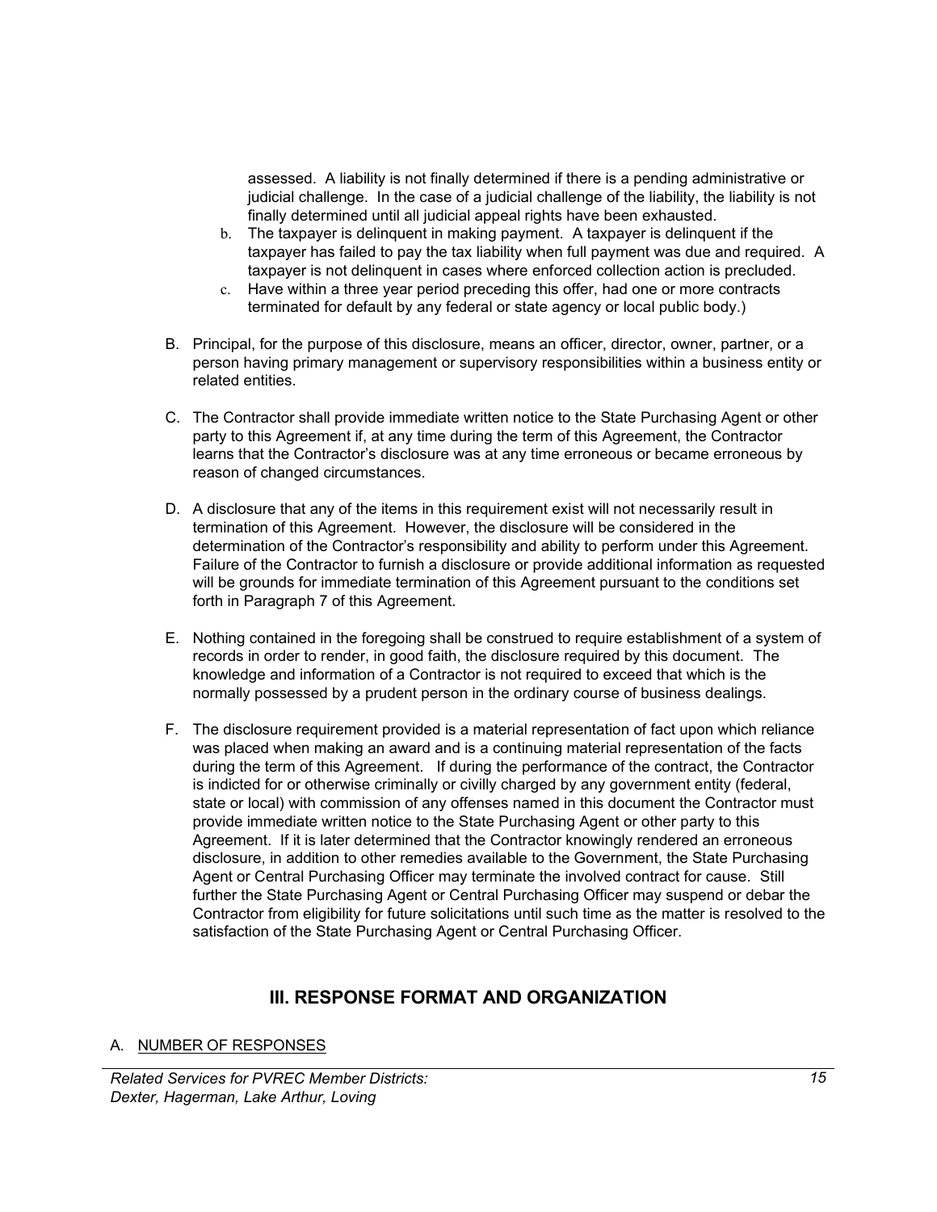assessed. A liability is not finally determined if there is a pending administrative or judicial challenge. In the case of a judicial challenge of the liability, the liability is not finally determined until all judicial appeal rights have been exhausted.

b. The taxpayer is delinquent in making payment. A taxpayer is delinquent if the taxpayer has failed to pay the tax liability when full payment was due and required. A taxpayer is not delinquent in cases where enforced collection action is precluded.

c. Have within a three year period preceding this offer, had one or more contracts terminated for default by any federal or state agency or local public body.)

B. Principal, for the purpose of this disclosure, means an officer, director, owner, partner, or a person having primary management or supervisory responsibilities within a business entity or related entities.

C. The Contractor shall provide immediate written notice to the State Purchasing Agent or other party to this Agreement if, at any time during the term of this Agreement, the Contractor learns that the Contractor's disclosure was at any time erroneous or became erroneous by reason of changed circumstances.

D. A disclosure that any of the items in this requirement exist will not necessarily result in termination of this Agreement. However, the disclosure will be considered in the determination of the Contractor's responsibility and ability to perform under this Agreement. Failure of the Contractor to furnish a disclosure or provide additional information as requested will be grounds for immediate termination of this Agreement pursuant to the conditions set forth in Paragraph 7 of this Agreement.

E. Nothing contained in the foregoing shall be construed to require establishment of a system of records in order to render, in good faith, the disclosure required by this document. The knowledge and information of a Contractor is not required to exceed that which is the normally possessed by a prudent person in the ordinary course of business dealings.

F. The disclosure requirement provided is a material representation of fact upon which reliance was placed when making an award and is a continuing material representation of the facts during the term of this Agreement. If during the performance of the contract, the Contractor is indicted for or otherwise criminally or civilly charged by any government entity (federal, state or local) with commission of any offenses named in this document the Contractor must provide immediate written notice to the State Purchasing Agent or other party to this Agreement. If it is later determined that the Contractor knowingly rendered an erroneous disclosure, in addition to other remedies available to the Government, the State Purchasing Agent or Central Purchasing Officer may terminate the involved contract for cause. Still further the State Purchasing Agent or Central Purchasing Officer may suspend or debar the Contractor from eligibility for future solicitations until such time as the matter is resolved to the satisfaction of the State Purchasing Agent or Central Purchasing Officer.

## III. RESPONSE FORMAT AND ORGANIZATION

A. NUMBER OF RESPONSES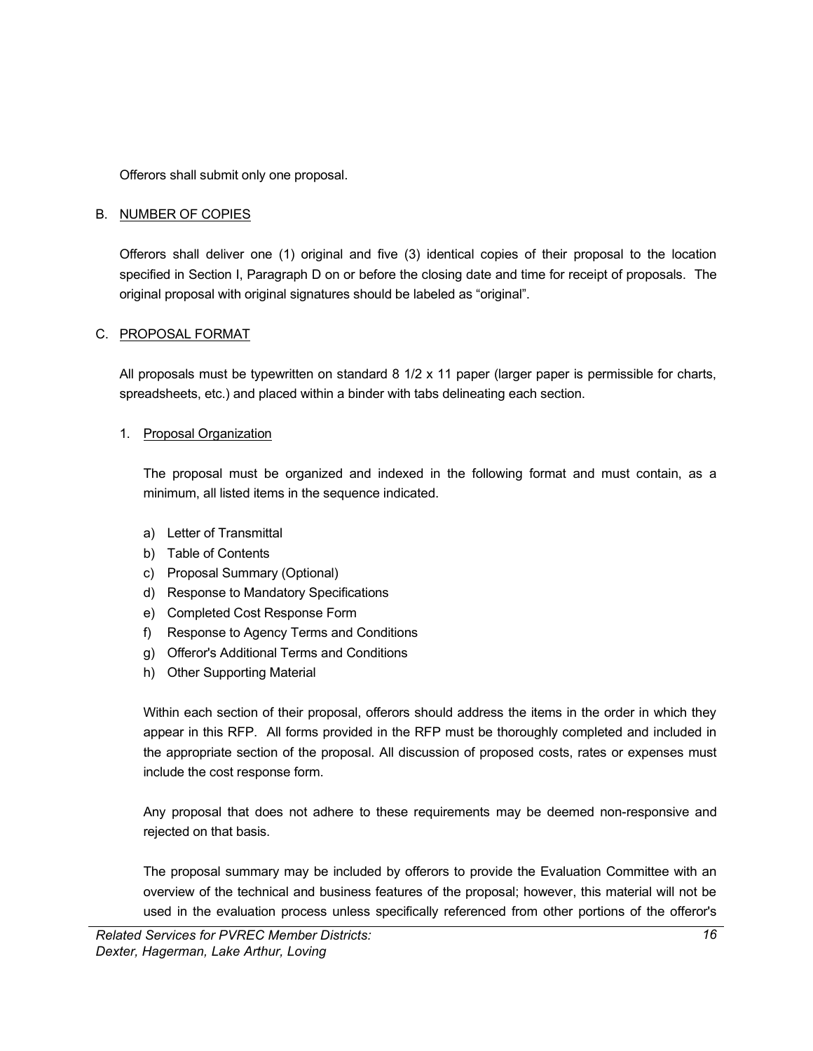Offerors shall submit only one proposal.

B. <u>NUMBER OF COPIES</u>

Offerors shall deliver one (1) original and five (3) identical copies of their proposal to the location specified in Section I, Paragraph D on or before the closing date and time for receipt of proposals. The original proposal with original signatures should be labeled as "original".

C. <u>PROPOSAL FORMAT</u>

All proposals must be typewritten on standard 8 1/2 x 11 paper (larger paper is permissible for charts, spreadsheets, etc.) and placed within a binder with tabs delineating each section.

1. <u>Proposal Organization</u>

The proposal must be organized and indexed in the following format and must contain, as a minimum, all listed items in the sequence indicated.

a) Letter of Transmittal
b) Table of Contents
c) Proposal Summary (Optional)
d) Response to Mandatory Specifications
e) Completed Cost Response Form
f) Response to Agency Terms and Conditions
g) Offeror's Additional Terms and Conditions
h) Other Supporting Material

Within each section of their proposal, offerors should address the items in the order in which they appear in this RFP. All forms provided in the RFP must be thoroughly completed and included in the appropriate section of the proposal. All discussion of proposed costs, rates or expenses must include the cost response form.

Any proposal that does not adhere to these requirements may be deemed non-responsive and rejected on that basis.

The proposal summary may be included by offerors to provide the Evaluation Committee with an overview of the technical and business features of the proposal; however, this material will not be used in the evaluation process unless specifically referenced from other portions of the offeror's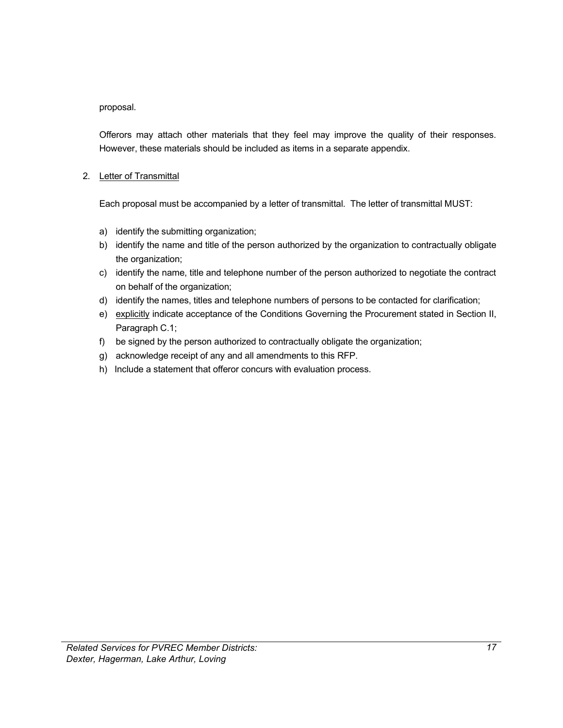proposal.

Offerors may attach other materials that they feel may improve the quality of their responses. However, these materials should be included as items in a separate appendix.

2. Letter of Transmittal

   Each proposal must be accompanied by a letter of transmittal. The letter of transmittal MUST:

   a) identify the submitting organization;
   b) identify the name and title of the person authorized by the organization to contractually obligate the organization;
   c) identify the name, title and telephone number of the person authorized to negotiate the contract on behalf of the organization;
   d) identify the names, titles and telephone numbers of persons to be contacted for clarification;
   e) explicitly indicate acceptance of the Conditions Governing the Procurement stated in Section II, Paragraph C.1;
   f) be signed by the person authorized to contractually obligate the organization;
   g) acknowledge receipt of any and all amendments to this RFP.
   h) Include a statement that offeror concurs with evaluation process.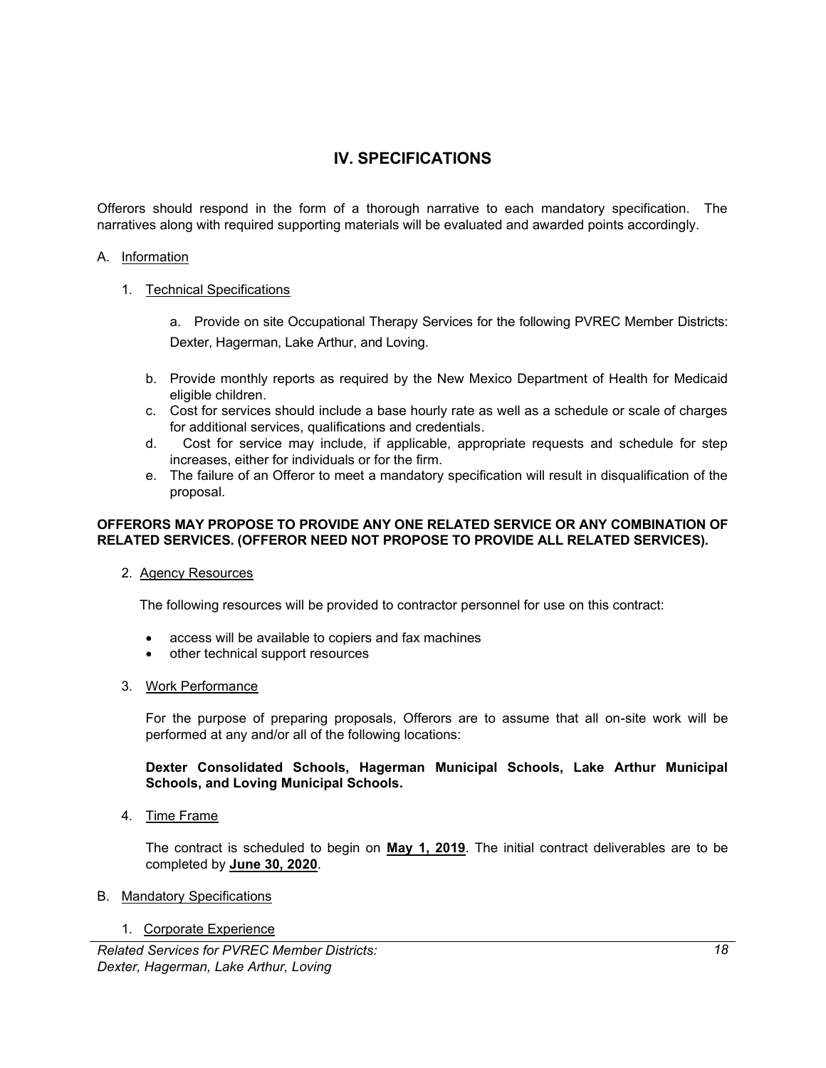# IV. SPECIFICATIONS

Offerors should respond in the form of a thorough narrative to each mandatory specification. The narratives along with required supporting materials will be evaluated and awarded points accordingly.

A. Information

1. Technical Specifications

   a. Provide on site Occupational Therapy Services for the following PVREC Member Districts: Dexter, Hagerman, Lake Arthur, and Loving.

   b. Provide monthly reports as required by the New Mexico Department of Health for Medicaid eligible children.

   c. Cost for services should include a base hourly rate as well as a schedule or scale of charges for additional services, qualifications and credentials.

   d. Cost for service may include, if applicable, appropriate requests and schedule for step increases, either for individuals or for the firm.

   e. The failure of an Offeror to meet a mandatory specification will result in disqualification of the proposal.

**OFFERORS MAY PROPOSE TO PROVIDE ANY ONE RELATED SERVICE OR ANY COMBINATION OF RELATED SERVICES. (OFFEROR NEED NOT PROPOSE TO PROVIDE ALL RELATED SERVICES).**

2. Agency Resources

   The following resources will be provided to contractor personnel for use on this contract:

   - access will be available to copiers and fax machines
   - other technical support resources

3. Work Performance

   For the purpose of preparing proposals, Offerors are to assume that all on-site work will be performed at any and/or all of the following locations:

   **Dexter Consolidated Schools, Hagerman Municipal Schools, Lake Arthur Municipal Schools, and Loving Municipal Schools.**

4. Time Frame

   The contract is scheduled to begin on **May 1, 2019**. The initial contract deliverables are to be completed by **June 30, 2020**.

B. Mandatory Specifications

1. Corporate Experience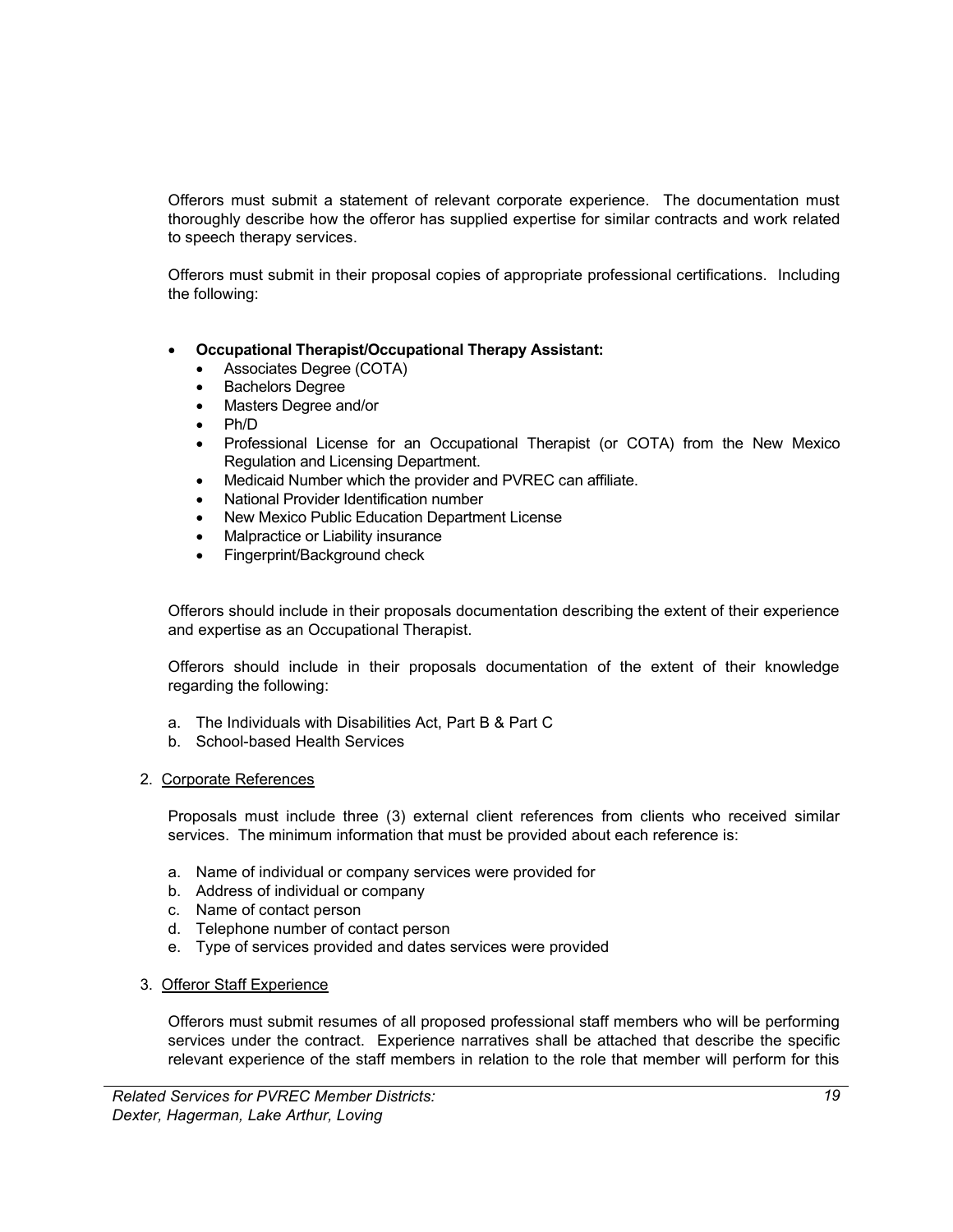Offerors must submit a statement of relevant corporate experience. The documentation must thoroughly describe how the offeror has supplied expertise for similar contracts and work related to speech therapy services.

Offerors must submit in their proposal copies of appropriate professional certifications. Including the following:

- **Occupational Therapist/Occupational Therapy Assistant:**
  - Associates Degree (COTA)
  - Bachelors Degree
  - Masters Degree and/or
  - Ph/D
  - Professional License for an Occupational Therapist (or COTA) from the New Mexico Regulation and Licensing Department.
  - Medicaid Number which the provider and PVREC can affiliate.
  - National Provider Identification number
  - New Mexico Public Education Department License
  - Malpractice or Liability insurance
  - Fingerprint/Background check

Offerors should include in their proposals documentation describing the extent of their experience and expertise as an Occupational Therapist.

Offerors should include in their proposals documentation of the extent of their knowledge regarding the following:

a. The Individuals with Disabilities Act, Part B & Part C
b. School-based Health Services

2. Corporate References

Proposals must include three (3) external client references from clients who received similar services. The minimum information that must be provided about each reference is:

a. Name of individual or company services were provided for
b. Address of individual or company
c. Name of contact person
d. Telephone number of contact person
e. Type of services provided and dates services were provided

3. Offeror Staff Experience

Offerors must submit resumes of all proposed professional staff members who will be performing services under the contract. Experience narratives shall be attached that describe the specific relevant experience of the staff members in relation to the role that member will perform for this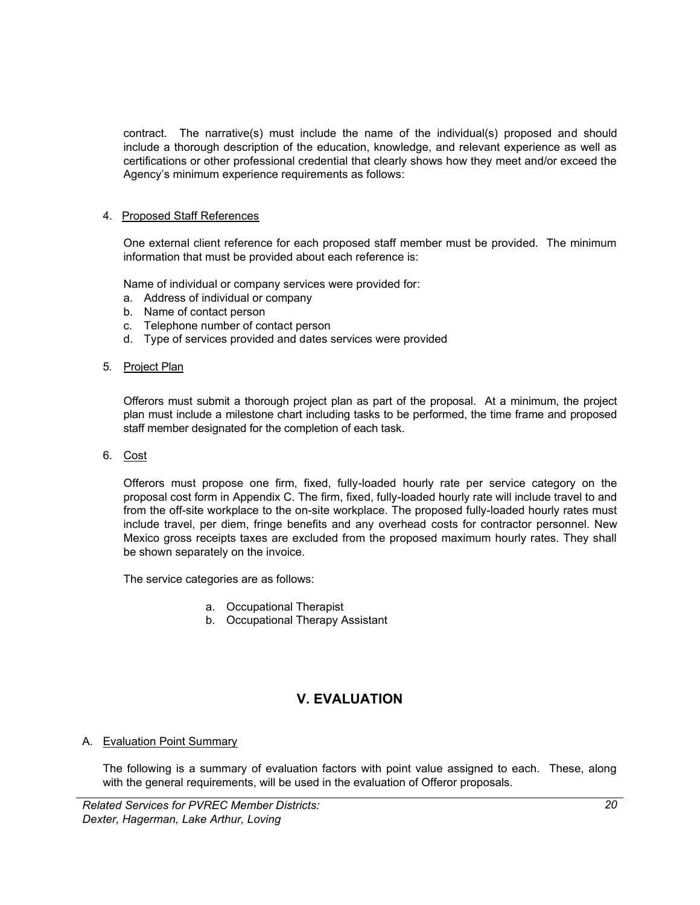contract. The narrative(s) must include the name of the individual(s) proposed and should include a thorough description of the education, knowledge, and relevant experience as well as certifications or other professional credential that clearly shows how they meet and/or exceed the Agency's minimum experience requirements as follows:

4. Proposed Staff References

   One external client reference for each proposed staff member must be provided. The minimum information that must be provided about each reference is:

   Name of individual or company services were provided for:

   a. Address of individual or company
   b. Name of contact person
   c. Telephone number of contact person
   d. Type of services provided and dates services were provided

5. Project Plan

   Offerors must submit a thorough project plan as part of the proposal. At a minimum, the project plan must include a milestone chart including tasks to be performed, the time frame and proposed staff member designated for the completion of each task.

6. Cost

   Offerors must propose one firm, fixed, fully-loaded hourly rate per service category on the proposal cost form in Appendix C. The firm, fixed, fully-loaded hourly rate will include travel to and from the off-site workplace to the on-site workplace. The proposed fully-loaded hourly rates must include travel, per diem, fringe benefits and any overhead costs for contractor personnel. New Mexico gross receipts taxes are excluded from the proposed maximum hourly rates. They shall be shown separately on the invoice.

   The service categories are as follows:

   a. Occupational Therapist
   b. Occupational Therapy Assistant

# V. EVALUATION

A. Evaluation Point Summary

The following is a summary of evaluation factors with point value assigned to each. These, along with the general requirements, will be used in the evaluation of Offeror proposals.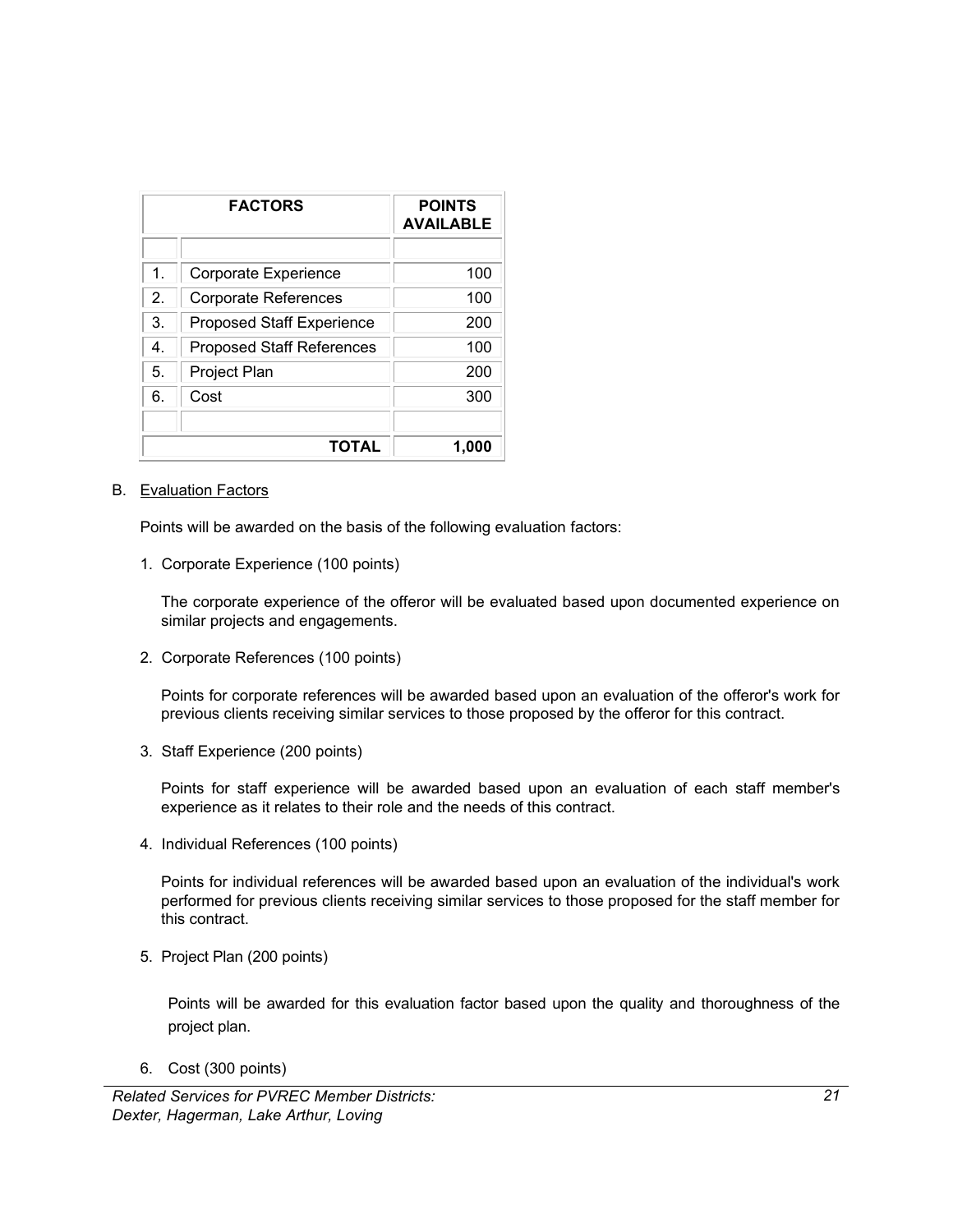| | FACTORS | POINTS AVAILABLE |
|---|---|---|
| | | |
| 1. | Corporate Experience | 100 |
| 2. | Corporate References | 100 |
| 3. | Proposed Staff Experience | 200 |
| 4. | Proposed Staff References | 100 |
| 5. | Project Plan | 200 |
| 6. | Cost | 300 |
| | | |
| | **TOTAL** | **1,000** |

B. Evaluation Factors

Points will be awarded on the basis of the following evaluation factors:

1. Corporate Experience (100 points)

   The corporate experience of the offeror will be evaluated based upon documented experience on similar projects and engagements.

2. Corporate References (100 points)

   Points for corporate references will be awarded based upon an evaluation of the offeror's work for previous clients receiving similar services to those proposed by the offeror for this contract.

3. Staff Experience (200 points)

   Points for staff experience will be awarded based upon an evaluation of each staff member's experience as it relates to their role and the needs of this contract.

4. Individual References (100 points)

   Points for individual references will be awarded based upon an evaluation of the individual's work performed for previous clients receiving similar services to those proposed for the staff member for this contract.

5. Project Plan (200 points)

   Points will be awarded for this evaluation factor based upon the quality and thoroughness of the project plan.

6. Cost (300 points)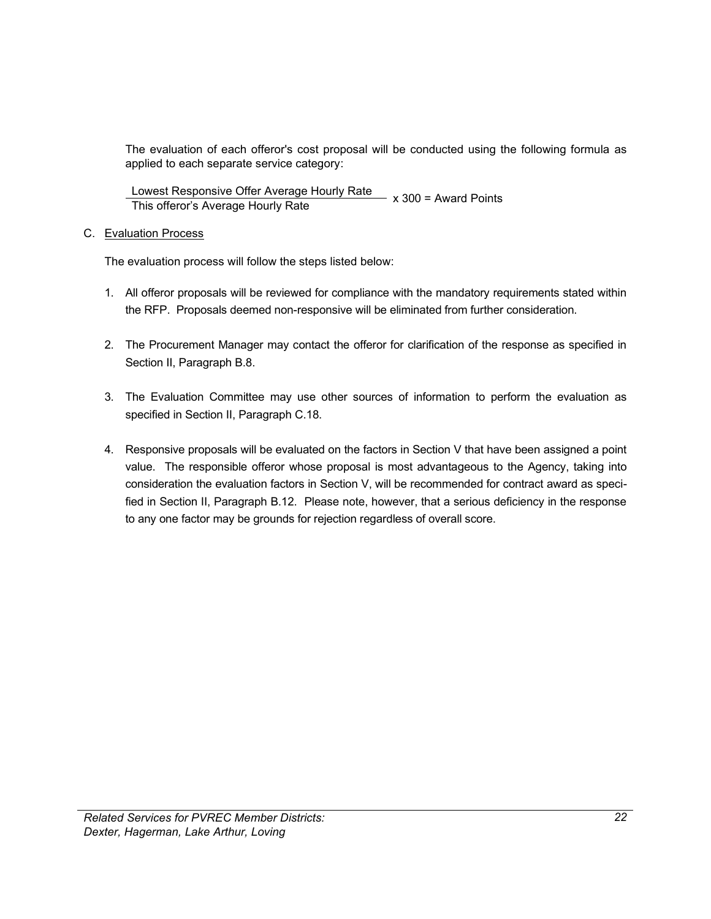The evaluation of each offeror's cost proposal will be conducted using the following formula as applied to each separate service category:

$$\frac{\text{Lowest Responsive Offer Average Hourly Rate}}{\text{This offeror's Average Hourly Rate}} \times 300 = \text{Award Points}$$

C. Evaluation Process

The evaluation process will follow the steps listed below:

1. All offeror proposals will be reviewed for compliance with the mandatory requirements stated within the RFP. Proposals deemed non-responsive will be eliminated from further consideration.

2. The Procurement Manager may contact the offeror for clarification of the response as specified in Section II, Paragraph B.8.

3. The Evaluation Committee may use other sources of information to perform the evaluation as specified in Section II, Paragraph C.18.

4. Responsive proposals will be evaluated on the factors in Section V that have been assigned a point value. The responsible offeror whose proposal is most advantageous to the Agency, taking into consideration the evaluation factors in Section V, will be recommended for contract award as specified in Section II, Paragraph B.12. Please note, however, that a serious deficiency in the response to any one factor may be grounds for rejection regardless of overall score.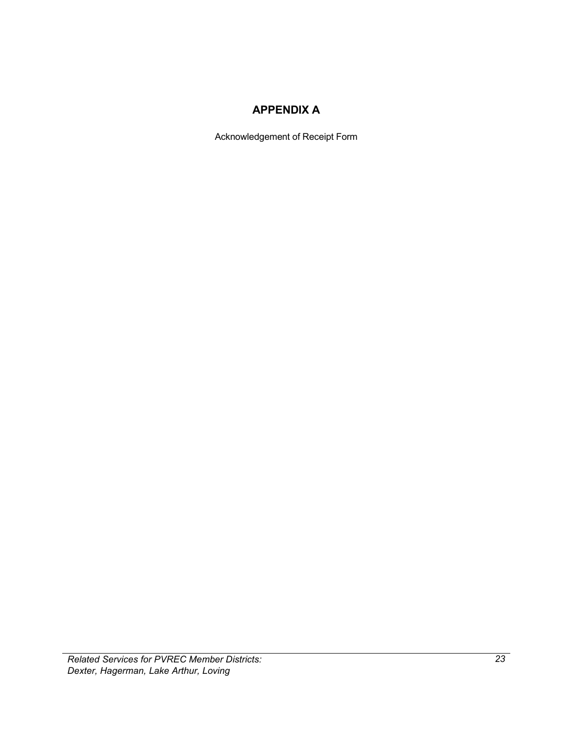# APPENDIX A

Acknowledgement of Receipt Form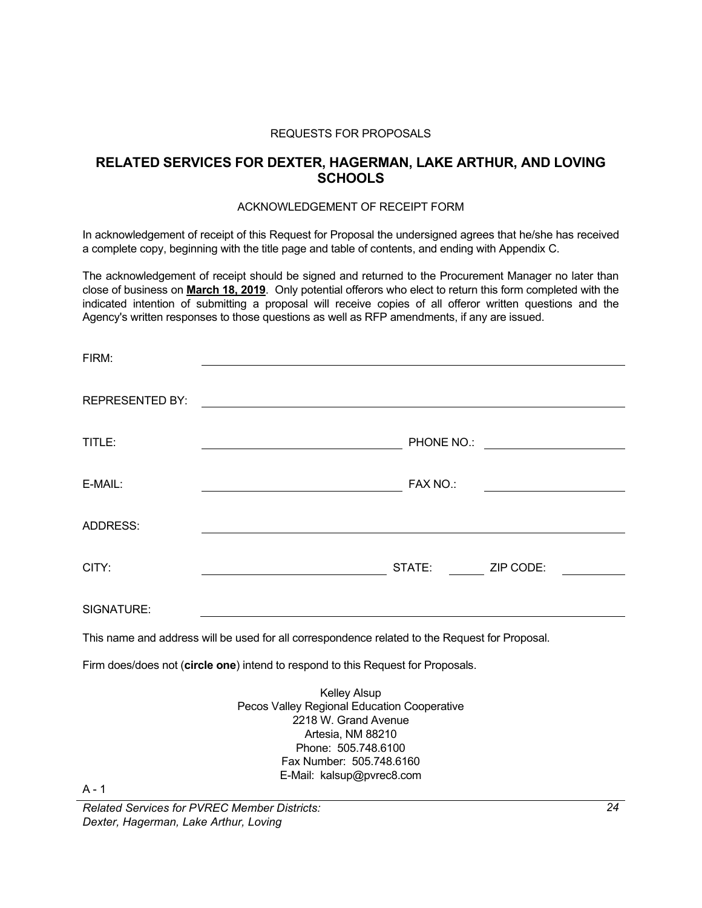REQUESTS FOR PROPOSALS

## RELATED SERVICES FOR DEXTER, HAGERMAN, LAKE ARTHUR, AND LOVING SCHOOLS

ACKNOWLEDGEMENT OF RECEIPT FORM

In acknowledgement of receipt of this Request for Proposal the undersigned agrees that he/she has received a complete copy, beginning with the title page and table of contents, and ending with Appendix C.

The acknowledgement of receipt should be signed and returned to the Procurement Manager no later than close of business on **March 18, 2019**. Only potential offerors who elect to return this form completed with the indicated intention of submitting a proposal will receive copies of all offeror written questions and the Agency's written responses to those questions as well as RFP amendments, if any are issued.

FIRM: ____________________________________________

REPRESENTED BY: ____________________________________________

TITLE: ______________________ PHONE NO.: ______________________

E-MAIL: ______________________ FAX NO.: ______________________

ADDRESS: ____________________________________________

CITY: ______________________ STATE: ______ ZIP CODE: ________

SIGNATURE: ____________________________________________

This name and address will be used for all correspondence related to the Request for Proposal.

Firm does/does not (**circle one**) intend to respond to this Request for Proposals.

Kelley Alsup
Pecos Valley Regional Education Cooperative
2218 W. Grand Avenue
Artesia, NM 88210
Phone: 505.748.6100
Fax Number: 505.748.6160
E-Mail: kalsup@pvrec8.com

A - 1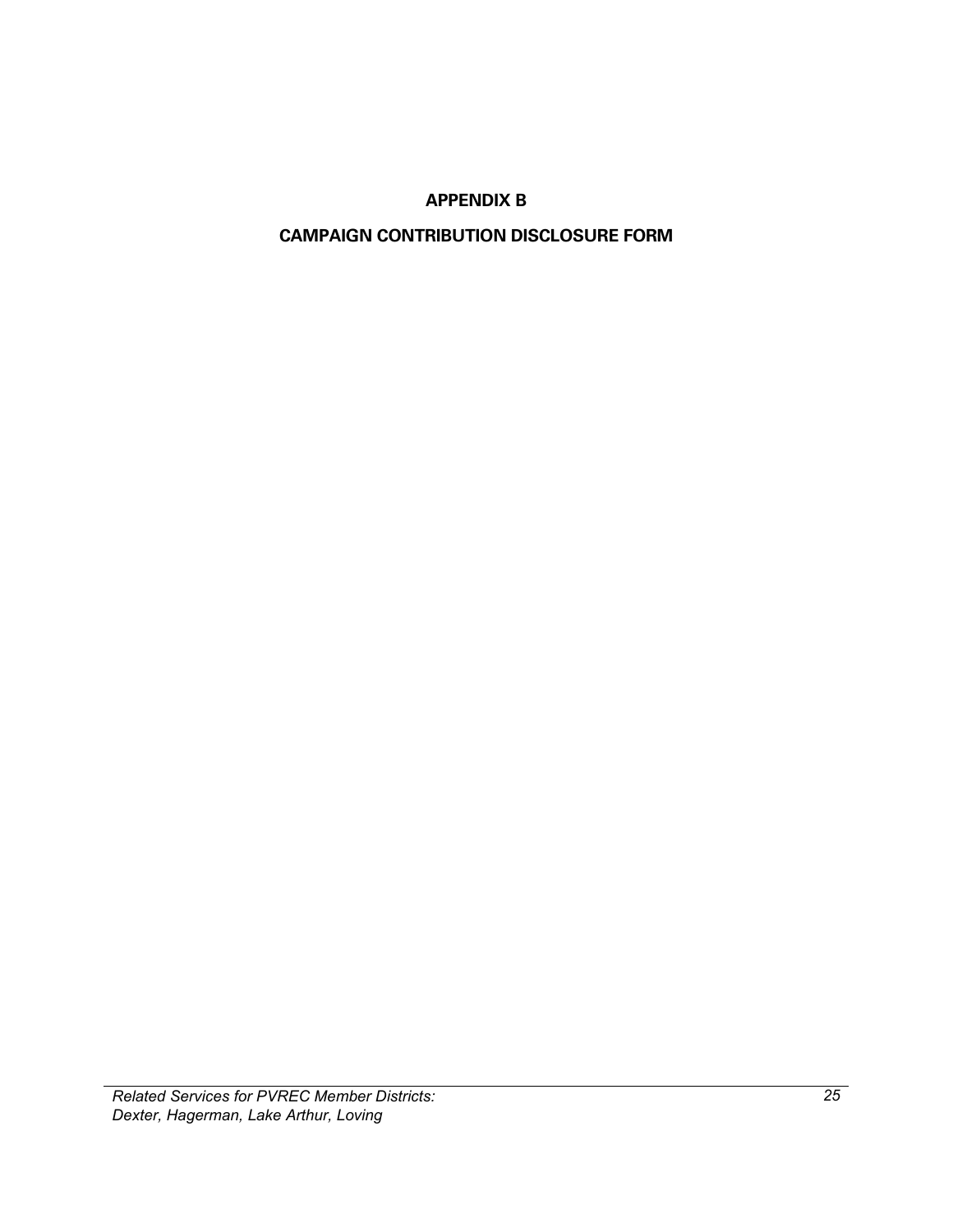# APPENDIX B

## CAMPAIGN CONTRIBUTION DISCLOSURE FORM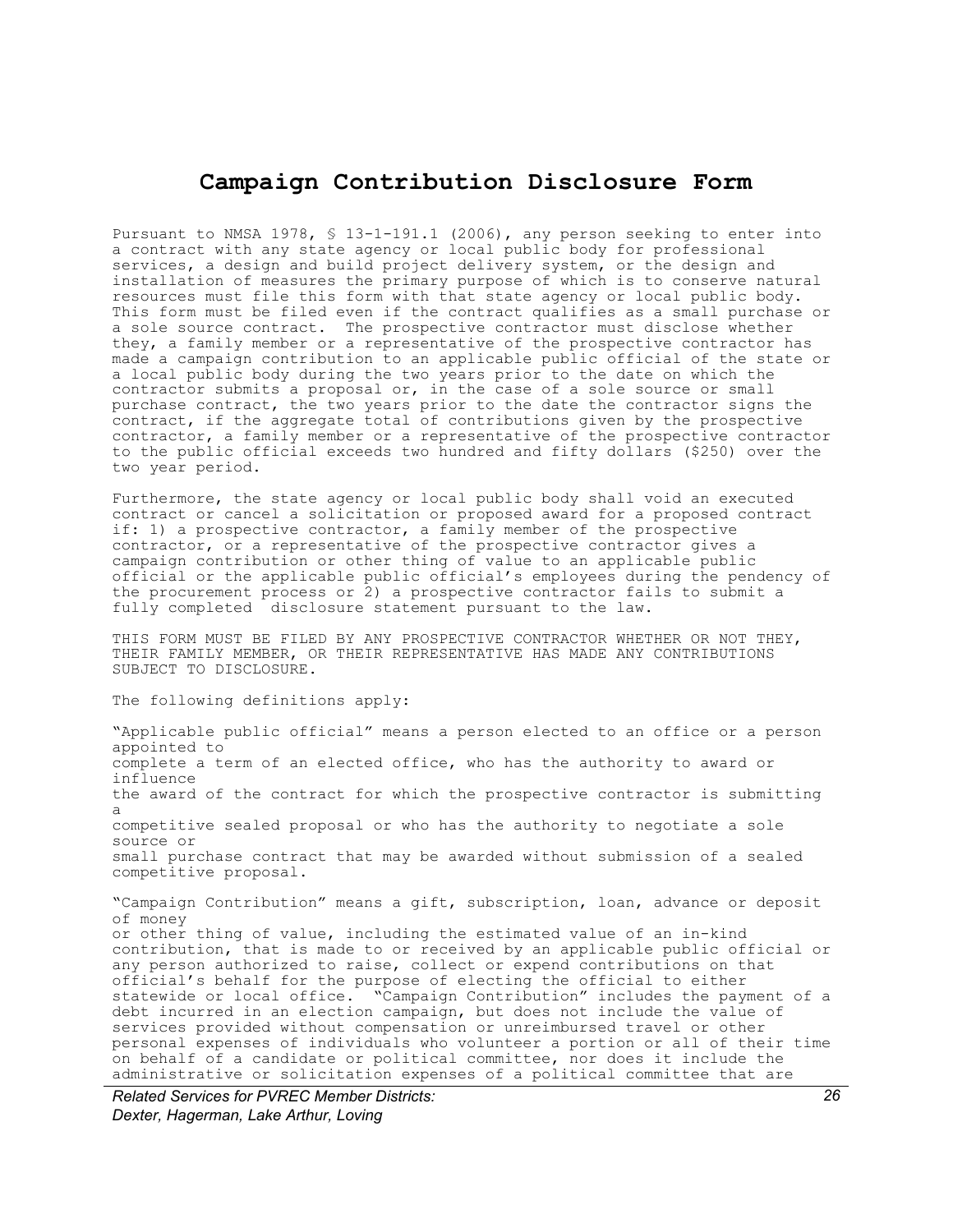# Campaign Contribution Disclosure Form

Pursuant to NMSA 1978, § 13-1-191.1 (2006), any person seeking to enter into a contract with any state agency or local public body for professional services, a design and build project delivery system, or the design and installation of measures the primary purpose of which is to conserve natural resources must file this form with that state agency or local public body. This form must be filed even if the contract qualifies as a small purchase or a sole source contract. The prospective contractor must disclose whether they, a family member or a representative of the prospective contractor has made a campaign contribution to an applicable public official of the state or a local public body during the two years prior to the date on which the contractor submits a proposal or, in the case of a sole source or small purchase contract, the two years prior to the date the contractor signs the contract, if the aggregate total of contributions given by the prospective contractor, a family member or a representative of the prospective contractor to the public official exceeds two hundred and fifty dollars ($250) over the two year period.

Furthermore, the state agency or local public body shall void an executed contract or cancel a solicitation or proposed award for a proposed contract if: 1) a prospective contractor, a family member of the prospective contractor, or a representative of the prospective contractor gives a campaign contribution or other thing of value to an applicable public official or the applicable public official's employees during the pendency of the procurement process or 2) a prospective contractor fails to submit a fully completed disclosure statement pursuant to the law.

THIS FORM MUST BE FILED BY ANY PROSPECTIVE CONTRACTOR WHETHER OR NOT THEY, THEIR FAMILY MEMBER, OR THEIR REPRESENTATIVE HAS MADE ANY CONTRIBUTIONS SUBJECT TO DISCLOSURE.

The following definitions apply:

"Applicable public official" means a person elected to an office or a person appointed to complete a term of an elected office, who has the authority to award or influence the award of the contract for which the prospective contractor is submitting a competitive sealed proposal or who has the authority to negotiate a sole source or small purchase contract that may be awarded without submission of a sealed competitive proposal.

"Campaign Contribution" means a gift, subscription, loan, advance or deposit of money or other thing of value, including the estimated value of an in-kind contribution, that is made to or received by an applicable public official or any person authorized to raise, collect or expend contributions on that official's behalf for the purpose of electing the official to either statewide or local office. "Campaign Contribution" includes the payment of a debt incurred in an election campaign, but does not include the value of services provided without compensation or unreimbursed travel or other personal expenses of individuals who volunteer a portion or all of their time on behalf of a candidate or political committee, nor does it include the administrative or solicitation expenses of a political committee that are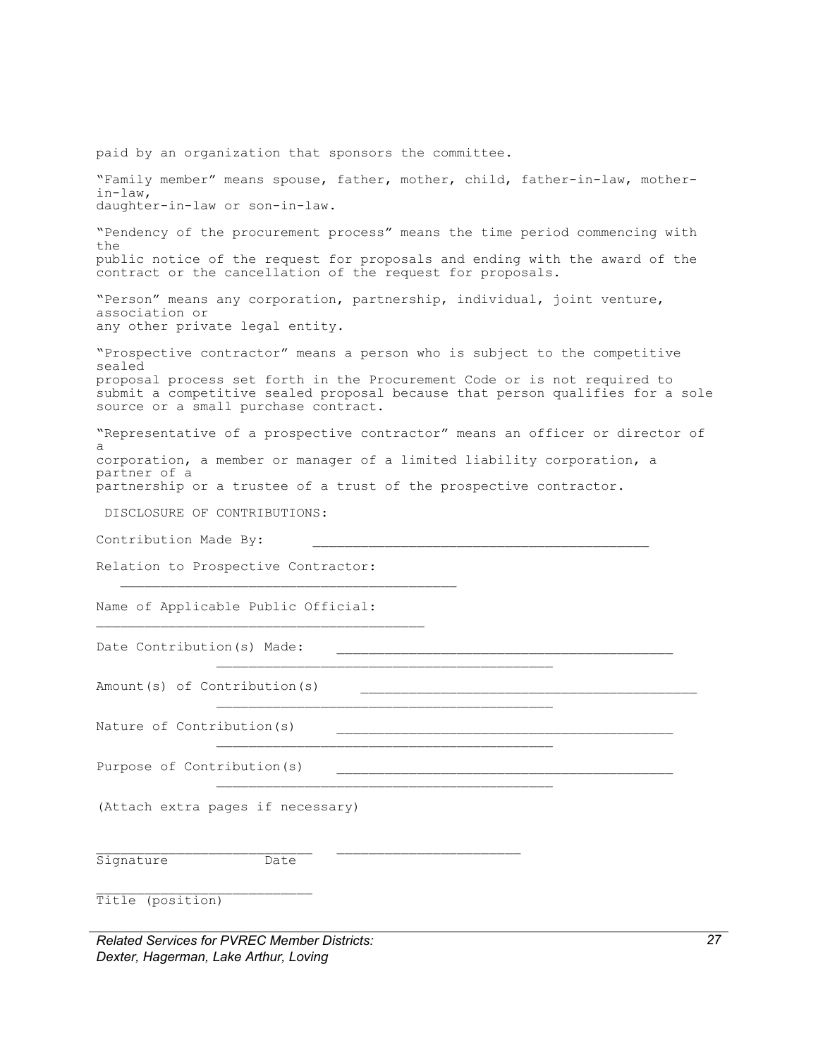paid by an organization that sponsors the committee.

"Family member" means spouse, father, mother, child, father-in-law, mother-in-law, daughter-in-law or son-in-law.

"Pendency of the procurement process" means the time period commencing with the public notice of the request for proposals and ending with the award of the contract or the cancellation of the request for proposals.

"Person" means any corporation, partnership, individual, joint venture, association or any other private legal entity.

"Prospective contractor" means a person who is subject to the competitive sealed proposal process set forth in the Procurement Code or is not required to submit a competitive sealed proposal because that person qualifies for a sole source or a small purchase contract.

"Representative of a prospective contractor" means an officer or director of a corporation, a member or manager of a limited liability corporation, a partner of a partnership or a trustee of a trust of the prospective contractor.

DISCLOSURE OF CONTRIBUTIONS:

Contribution Made By: ________________________________________

Relation to Prospective Contractor: ________________________________________

Name of Applicable Public Official: ________________________________________

Date Contribution(s) Made: ________________________________________
________________________________________

Amount(s) of Contribution(s) ________________________________________
________________________________________

Nature of Contribution(s) ________________________________________
________________________________________

Purpose of Contribution(s) ________________________________________
________________________________________

(Attach extra pages if necessary)

__________________________ ______________________
Signature Date

__________________________
Title (position)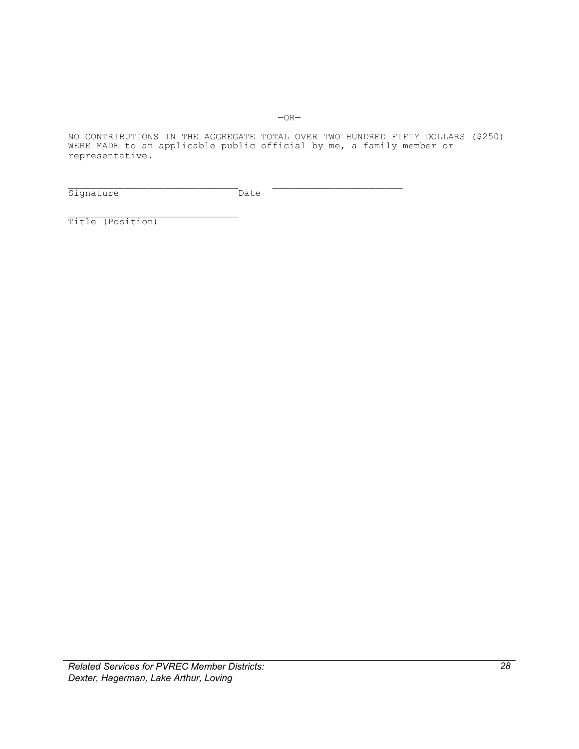—OR—

NO CONTRIBUTIONS IN THE AGGREGATE TOTAL OVER TWO HUNDRED FIFTY DOLLARS ($250) WERE MADE to an applicable public official by me, a family member or representative.

______________________________ ______________________
Signature Date

______________________________
Title (Position)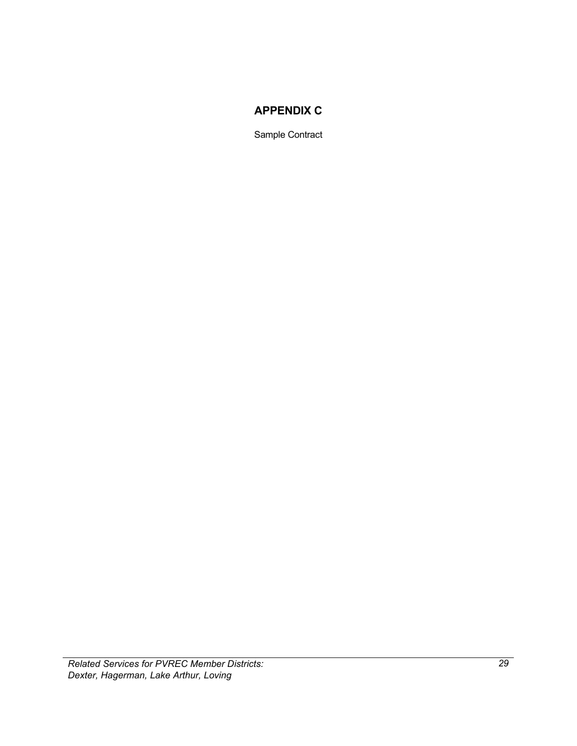# APPENDIX C

Sample Contract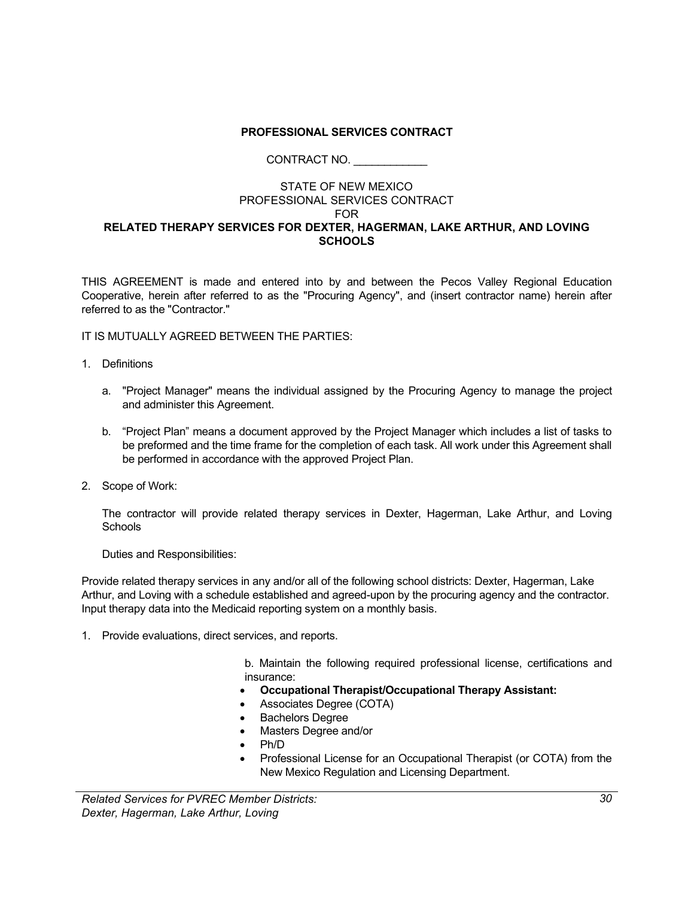**PROFESSIONAL SERVICES CONTRACT**

CONTRACT NO. ____________

STATE OF NEW MEXICO
PROFESSIONAL SERVICES CONTRACT
FOR
**RELATED THERAPY SERVICES FOR DEXTER, HAGERMAN, LAKE ARTHUR, AND LOVING SCHOOLS**

THIS AGREEMENT is made and entered into by and between the Pecos Valley Regional Education Cooperative, herein after referred to as the "Procuring Agency", and (insert contractor name) herein after referred to as the "Contractor."

IT IS MUTUALLY AGREED BETWEEN THE PARTIES:

1. Definitions

   a. "Project Manager" means the individual assigned by the Procuring Agency to manage the project and administer this Agreement.

   b. "Project Plan" means a document approved by the Project Manager which includes a list of tasks to be preformed and the time frame for the completion of each task. All work under this Agreement shall be performed in accordance with the approved Project Plan.

2. Scope of Work:

   The contractor will provide related therapy services in Dexter, Hagerman, Lake Arthur, and Loving Schools

   Duties and Responsibilities:

Provide related therapy services in any and/or all of the following school districts: Dexter, Hagerman, Lake Arthur, and Loving with a schedule established and agreed-upon by the procuring agency and the contractor. Input therapy data into the Medicaid reporting system on a monthly basis.

1. Provide evaluations, direct services, and reports.

   b. Maintain the following required professional license, certifications and insurance:

   - **Occupational Therapist/Occupational Therapy Assistant:**
   - Associates Degree (COTA)
   - Bachelors Degree
   - Masters Degree and/or
   - Ph/D
   - Professional License for an Occupational Therapist (or COTA) from the New Mexico Regulation and Licensing Department.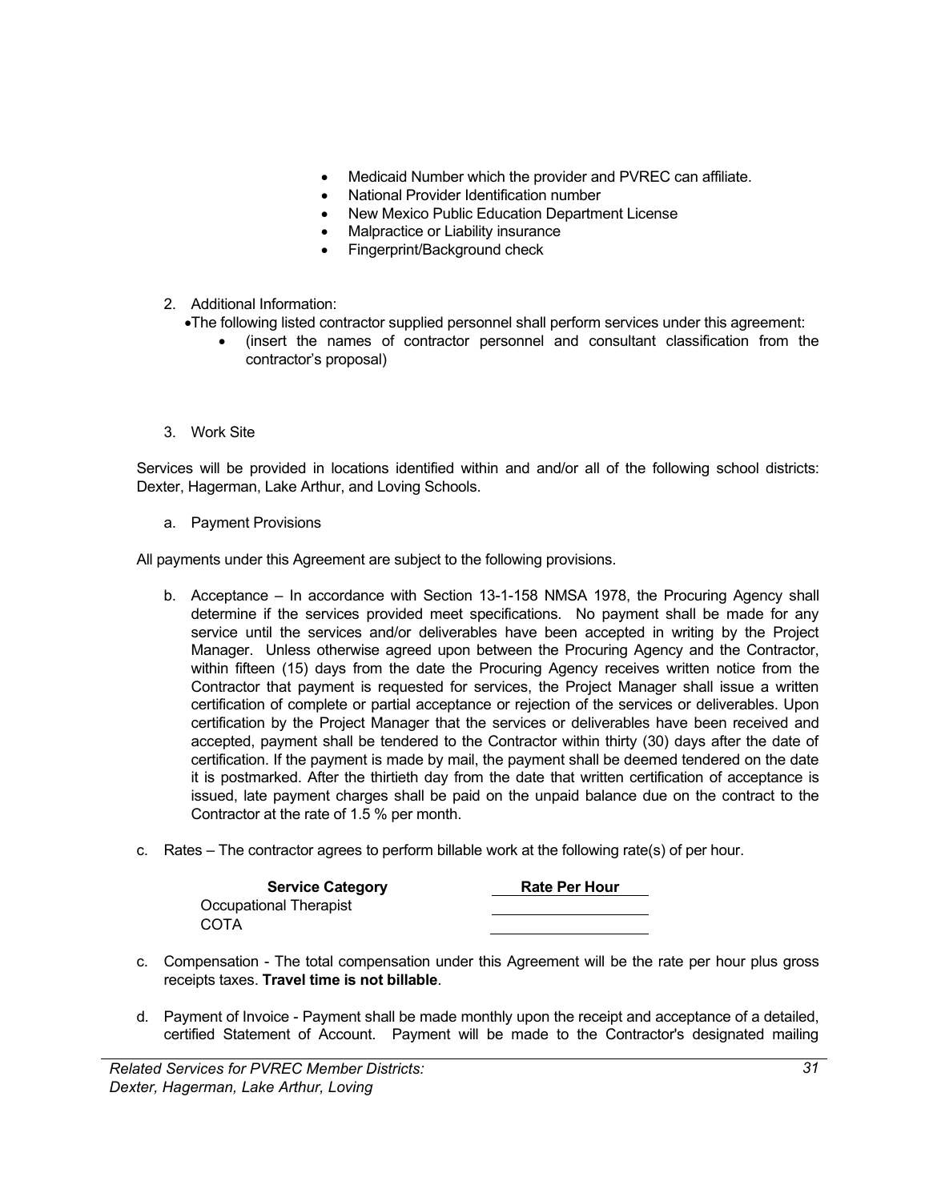- Medicaid Number which the provider and PVREC can affiliate.
- National Provider Identification number
- New Mexico Public Education Department License
- Malpractice or Liability insurance
- Fingerprint/Background check

2. Additional Information:
   - The following listed contractor supplied personnel shall perform services under this agreement:
     - (insert the names of contractor personnel and consultant classification from the contractor's proposal)

3. Work Site

Services will be provided in locations identified within and and/or all of the following school districts: Dexter, Hagerman, Lake Arthur, and Loving Schools.

a. Payment Provisions

All payments under this Agreement are subject to the following provisions.

b. Acceptance – In accordance with Section 13-1-158 NMSA 1978, the Procuring Agency shall determine if the services provided meet specifications. No payment shall be made for any service until the services and/or deliverables have been accepted in writing by the Project Manager. Unless otherwise agreed upon between the Procuring Agency and the Contractor, within fifteen (15) days from the date the Procuring Agency receives written notice from the Contractor that payment is requested for services, the Project Manager shall issue a written certification of complete or partial acceptance or rejection of the services or deliverables. Upon certification by the Project Manager that the services or deliverables have been received and accepted, payment shall be tendered to the Contractor within thirty (30) days after the date of certification. If the payment is made by mail, the payment shall be deemed tendered on the date it is postmarked. After the thirtieth day from the date that written certification of acceptance is issued, late payment charges shall be paid on the unpaid balance due on the contract to the Contractor at the rate of 1.5 % per month.

c. Rates – The contractor agrees to perform billable work at the following rate(s) of per hour.

| Service Category | Rate Per Hour |
|---|---|
| Occupational Therapist | |
| COTA | |

c. Compensation - The total compensation under this Agreement will be the rate per hour plus gross receipts taxes. **Travel time is not billable**.

d. Payment of Invoice - Payment shall be made monthly upon the receipt and acceptance of a detailed, certified Statement of Account. Payment will be made to the Contractor's designated mailing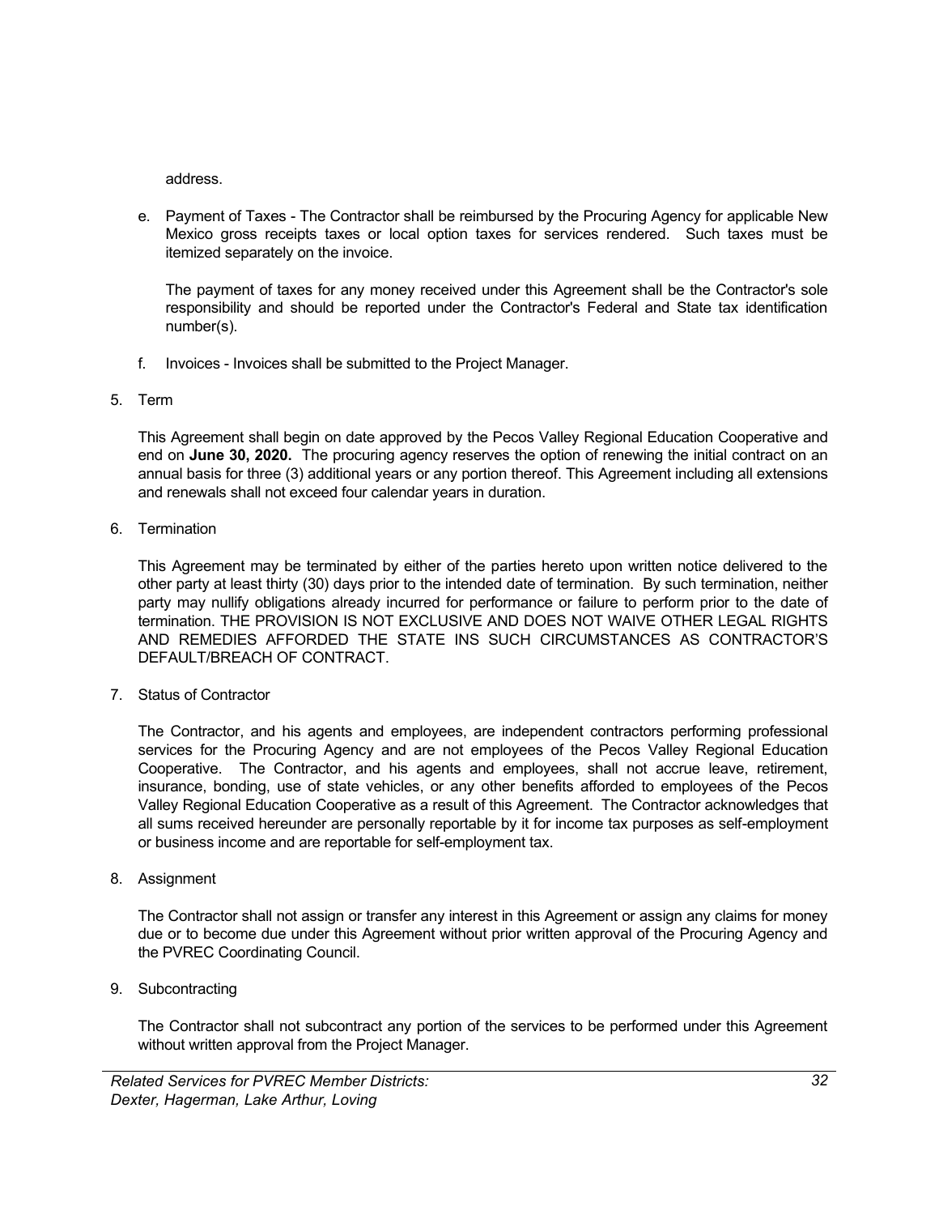address.

e. Payment of Taxes - The Contractor shall be reimbursed by the Procuring Agency for applicable New Mexico gross receipts taxes or local option taxes for services rendered. Such taxes must be itemized separately on the invoice.

   The payment of taxes for any money received under this Agreement shall be the Contractor's sole responsibility and should be reported under the Contractor's Federal and State tax identification number(s).

f. Invoices - Invoices shall be submitted to the Project Manager.

5. Term

   This Agreement shall begin on date approved by the Pecos Valley Regional Education Cooperative and end on **June 30, 2020.** The procuring agency reserves the option of renewing the initial contract on an annual basis for three (3) additional years or any portion thereof. This Agreement including all extensions and renewals shall not exceed four calendar years in duration.

6. Termination

   This Agreement may be terminated by either of the parties hereto upon written notice delivered to the other party at least thirty (30) days prior to the intended date of termination. By such termination, neither party may nullify obligations already incurred for performance or failure to perform prior to the date of termination. THE PROVISION IS NOT EXCLUSIVE AND DOES NOT WAIVE OTHER LEGAL RIGHTS AND REMEDIES AFFORDED THE STATE INS SUCH CIRCUMSTANCES AS CONTRACTOR'S DEFAULT/BREACH OF CONTRACT.

7. Status of Contractor

   The Contractor, and his agents and employees, are independent contractors performing professional services for the Procuring Agency and are not employees of the Pecos Valley Regional Education Cooperative. The Contractor, and his agents and employees, shall not accrue leave, retirement, insurance, bonding, use of state vehicles, or any other benefits afforded to employees of the Pecos Valley Regional Education Cooperative as a result of this Agreement. The Contractor acknowledges that all sums received hereunder are personally reportable by it for income tax purposes as self-employment or business income and are reportable for self-employment tax.

8. Assignment

   The Contractor shall not assign or transfer any interest in this Agreement or assign any claims for money due or to become due under this Agreement without prior written approval of the Procuring Agency and the PVREC Coordinating Council.

9. Subcontracting

   The Contractor shall not subcontract any portion of the services to be performed under this Agreement without written approval from the Project Manager.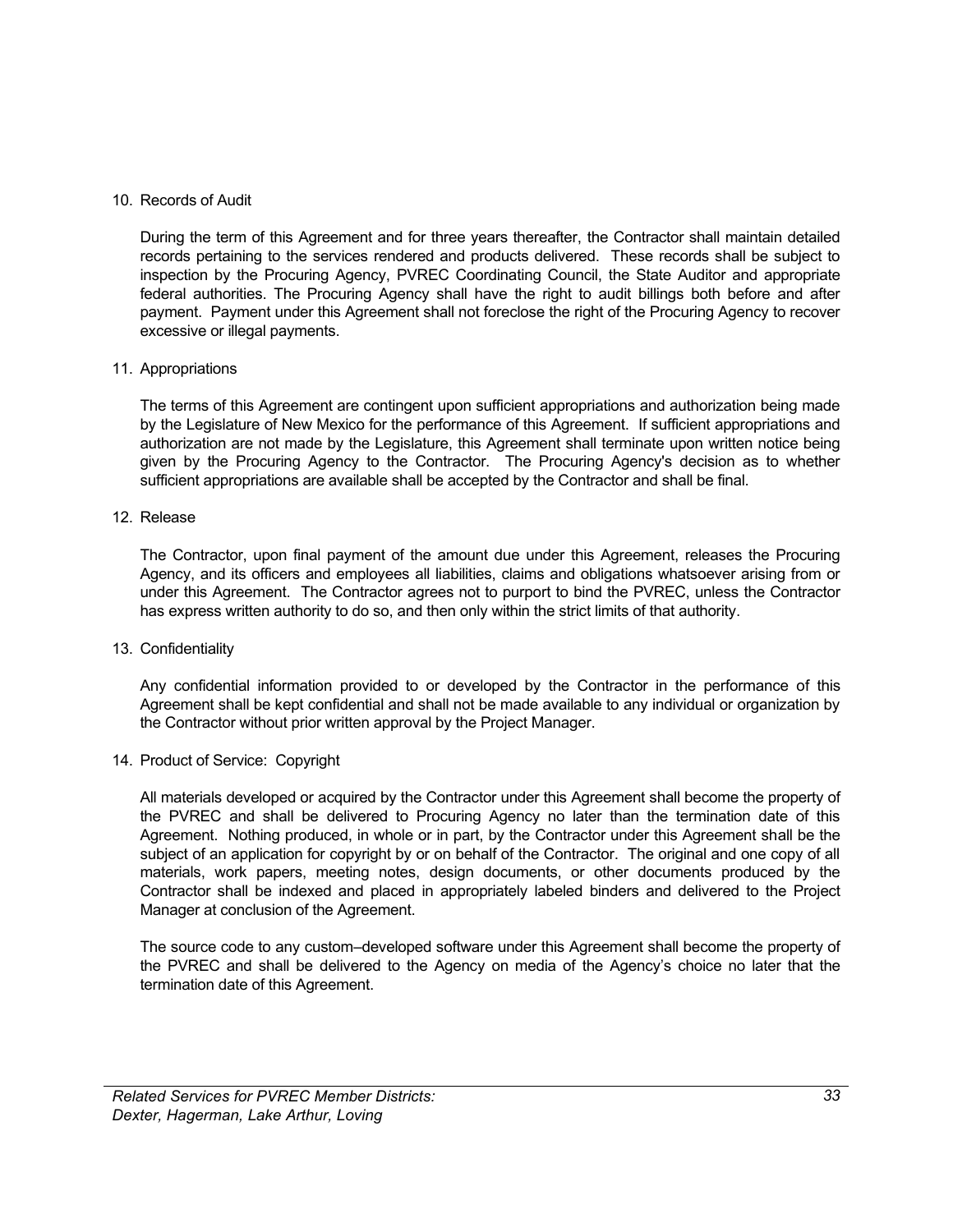10. Records of Audit

    During the term of this Agreement and for three years thereafter, the Contractor shall maintain detailed records pertaining to the services rendered and products delivered. These records shall be subject to inspection by the Procuring Agency, PVREC Coordinating Council, the State Auditor and appropriate federal authorities. The Procuring Agency shall have the right to audit billings both before and after payment. Payment under this Agreement shall not foreclose the right of the Procuring Agency to recover excessive or illegal payments.

11. Appropriations

    The terms of this Agreement are contingent upon sufficient appropriations and authorization being made by the Legislature of New Mexico for the performance of this Agreement. If sufficient appropriations and authorization are not made by the Legislature, this Agreement shall terminate upon written notice being given by the Procuring Agency to the Contractor. The Procuring Agency's decision as to whether sufficient appropriations are available shall be accepted by the Contractor and shall be final.

12. Release

    The Contractor, upon final payment of the amount due under this Agreement, releases the Procuring Agency, and its officers and employees all liabilities, claims and obligations whatsoever arising from or under this Agreement. The Contractor agrees not to purport to bind the PVREC, unless the Contractor has express written authority to do so, and then only within the strict limits of that authority.

13. Confidentiality

    Any confidential information provided to or developed by the Contractor in the performance of this Agreement shall be kept confidential and shall not be made available to any individual or organization by the Contractor without prior written approval by the Project Manager.

14. Product of Service: Copyright

    All materials developed or acquired by the Contractor under this Agreement shall become the property of the PVREC and shall be delivered to Procuring Agency no later than the termination date of this Agreement. Nothing produced, in whole or in part, by the Contractor under this Agreement shall be the subject of an application for copyright by or on behalf of the Contractor. The original and one copy of all materials, work papers, meeting notes, design documents, or other documents produced by the Contractor shall be indexed and placed in appropriately labeled binders and delivered to the Project Manager at conclusion of the Agreement.

    The source code to any custom–developed software under this Agreement shall become the property of the PVREC and shall be delivered to the Agency on media of the Agency's choice no later that the termination date of this Agreement.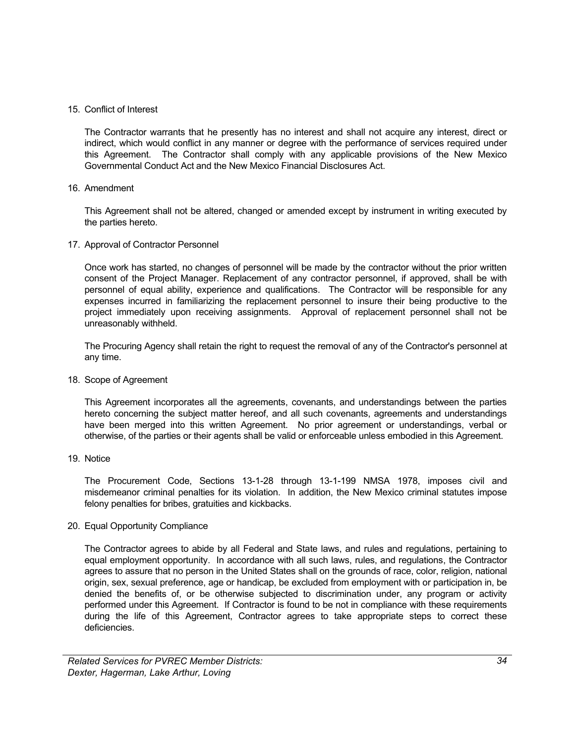15. Conflict of Interest

    The Contractor warrants that he presently has no interest and shall not acquire any interest, direct or indirect, which would conflict in any manner or degree with the performance of services required under this Agreement. The Contractor shall comply with any applicable provisions of the New Mexico Governmental Conduct Act and the New Mexico Financial Disclosures Act.

16. Amendment

    This Agreement shall not be altered, changed or amended except by instrument in writing executed by the parties hereto.

17. Approval of Contractor Personnel

    Once work has started, no changes of personnel will be made by the contractor without the prior written consent of the Project Manager. Replacement of any contractor personnel, if approved, shall be with personnel of equal ability, experience and qualifications. The Contractor will be responsible for any expenses incurred in familiarizing the replacement personnel to insure their being productive to the project immediately upon receiving assignments. Approval of replacement personnel shall not be unreasonably withheld.

    The Procuring Agency shall retain the right to request the removal of any of the Contractor's personnel at any time.

18. Scope of Agreement

    This Agreement incorporates all the agreements, covenants, and understandings between the parties hereto concerning the subject matter hereof, and all such covenants, agreements and understandings have been merged into this written Agreement. No prior agreement or understandings, verbal or otherwise, of the parties or their agents shall be valid or enforceable unless embodied in this Agreement.

19. Notice

    The Procurement Code, Sections 13-1-28 through 13-1-199 NMSA 1978, imposes civil and misdemeanor criminal penalties for its violation. In addition, the New Mexico criminal statutes impose felony penalties for bribes, gratuities and kickbacks.

20. Equal Opportunity Compliance

    The Contractor agrees to abide by all Federal and State laws, and rules and regulations, pertaining to equal employment opportunity. In accordance with all such laws, rules, and regulations, the Contractor agrees to assure that no person in the United States shall on the grounds of race, color, religion, national origin, sex, sexual preference, age or handicap, be excluded from employment with or participation in, be denied the benefits of, or be otherwise subjected to discrimination under, any program or activity performed under this Agreement. If Contractor is found to be not in compliance with these requirements during the life of this Agreement, Contractor agrees to take appropriate steps to correct these deficiencies.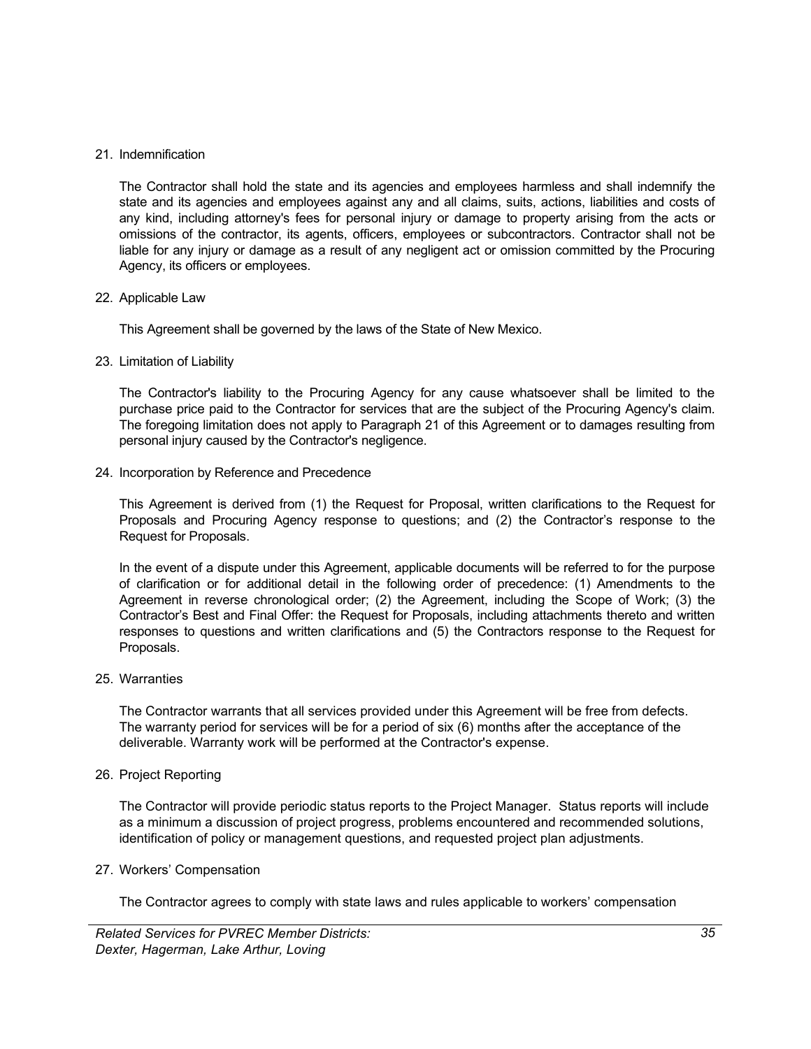21. Indemnification

    The Contractor shall hold the state and its agencies and employees harmless and shall indemnify the state and its agencies and employees against any and all claims, suits, actions, liabilities and costs of any kind, including attorney's fees for personal injury or damage to property arising from the acts or omissions of the contractor, its agents, officers, employees or subcontractors. Contractor shall not be liable for any injury or damage as a result of any negligent act or omission committed by the Procuring Agency, its officers or employees.

22. Applicable Law

    This Agreement shall be governed by the laws of the State of New Mexico.

23. Limitation of Liability

    The Contractor's liability to the Procuring Agency for any cause whatsoever shall be limited to the purchase price paid to the Contractor for services that are the subject of the Procuring Agency's claim. The foregoing limitation does not apply to Paragraph 21 of this Agreement or to damages resulting from personal injury caused by the Contractor's negligence.

24. Incorporation by Reference and Precedence

    This Agreement is derived from (1) the Request for Proposal, written clarifications to the Request for Proposals and Procuring Agency response to questions; and (2) the Contractor's response to the Request for Proposals.

    In the event of a dispute under this Agreement, applicable documents will be referred to for the purpose of clarification or for additional detail in the following order of precedence: (1) Amendments to the Agreement in reverse chronological order; (2) the Agreement, including the Scope of Work; (3) the Contractor's Best and Final Offer: the Request for Proposals, including attachments thereto and written responses to questions and written clarifications and (5) the Contractors response to the Request for Proposals.

25. Warranties

    The Contractor warrants that all services provided under this Agreement will be free from defects. The warranty period for services will be for a period of six (6) months after the acceptance of the deliverable. Warranty work will be performed at the Contractor's expense.

26. Project Reporting

    The Contractor will provide periodic status reports to the Project Manager. Status reports will include as a minimum a discussion of project progress, problems encountered and recommended solutions, identification of policy or management questions, and requested project plan adjustments.

27. Workers' Compensation

    The Contractor agrees to comply with state laws and rules applicable to workers' compensation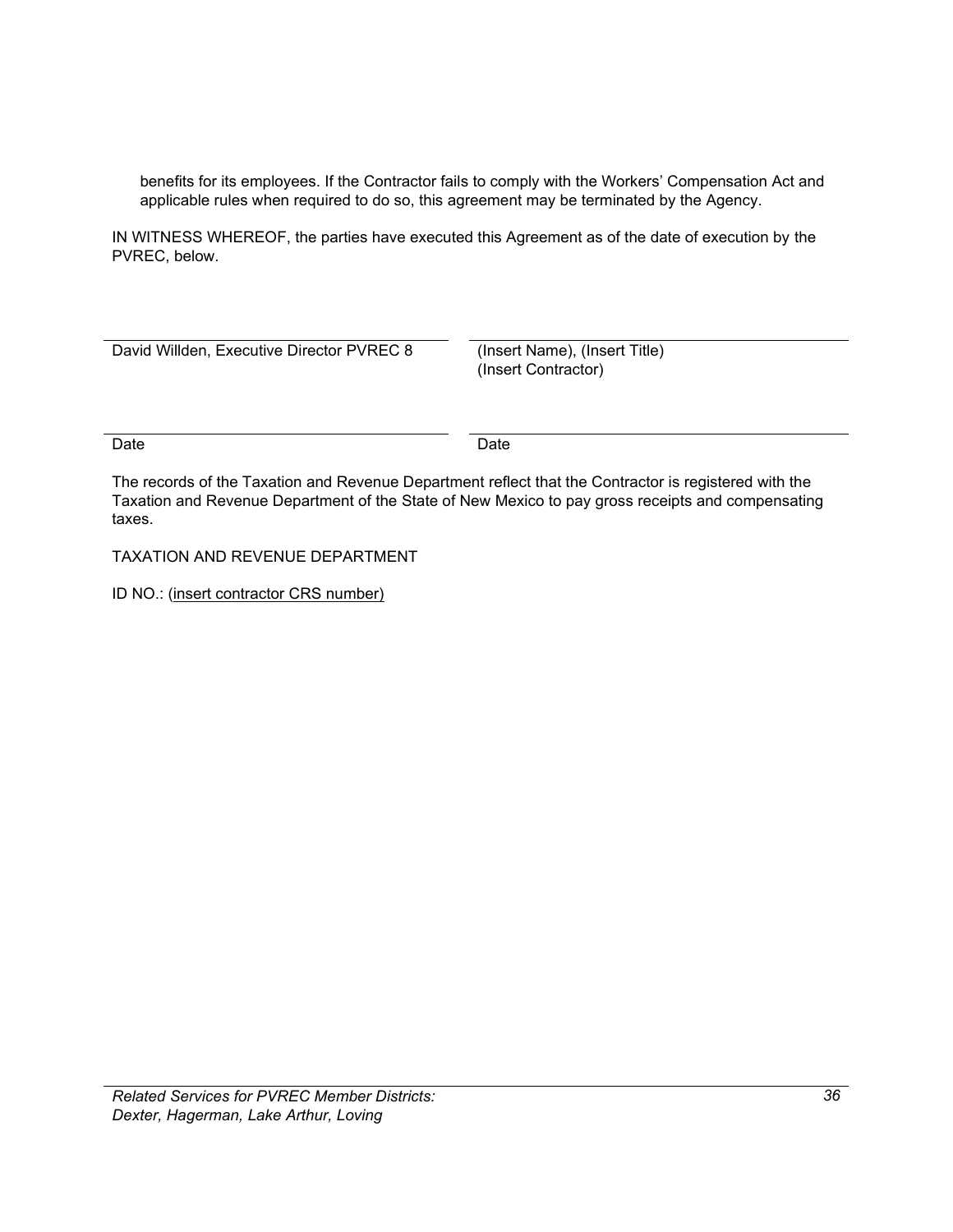benefits for its employees. If the Contractor fails to comply with the Workers' Compensation Act and applicable rules when required to do so, this agreement may be terminated by the Agency.

IN WITNESS WHEREOF, the parties have executed this Agreement as of the date of execution by the PVREC, below.

| | |
|---|---|
| David Willden, Executive Director PVREC 8 | (Insert Name), (Insert Title)<br>(Insert Contractor) |
| Date | Date |

The records of the Taxation and Revenue Department reflect that the Contractor is registered with the Taxation and Revenue Department of the State of New Mexico to pay gross receipts and compensating taxes.

TAXATION AND REVENUE DEPARTMENT

ID NO.: (insert contractor CRS number)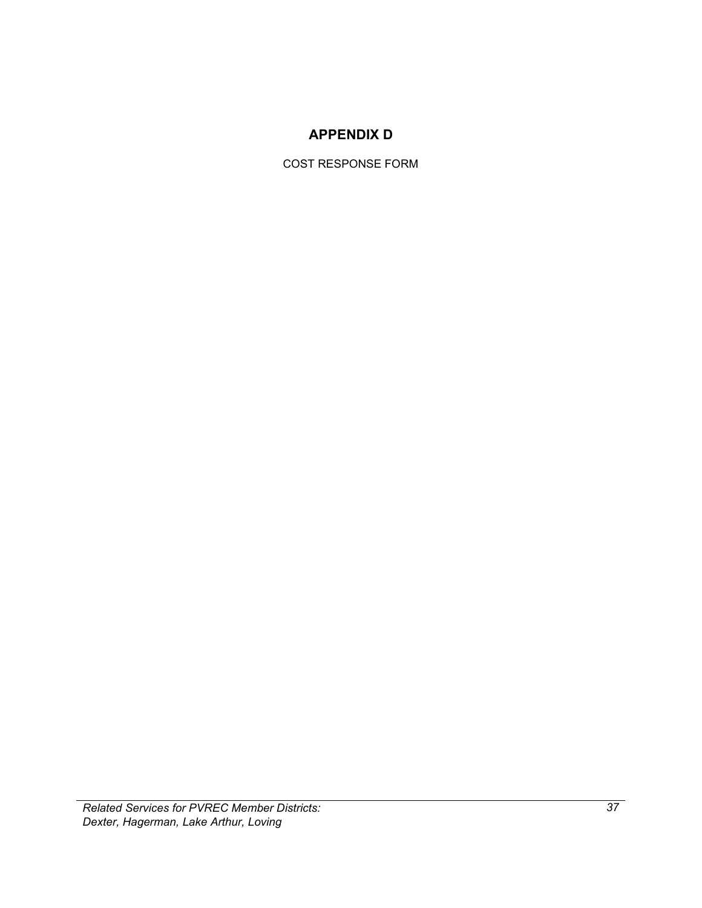# APPENDIX D

COST RESPONSE FORM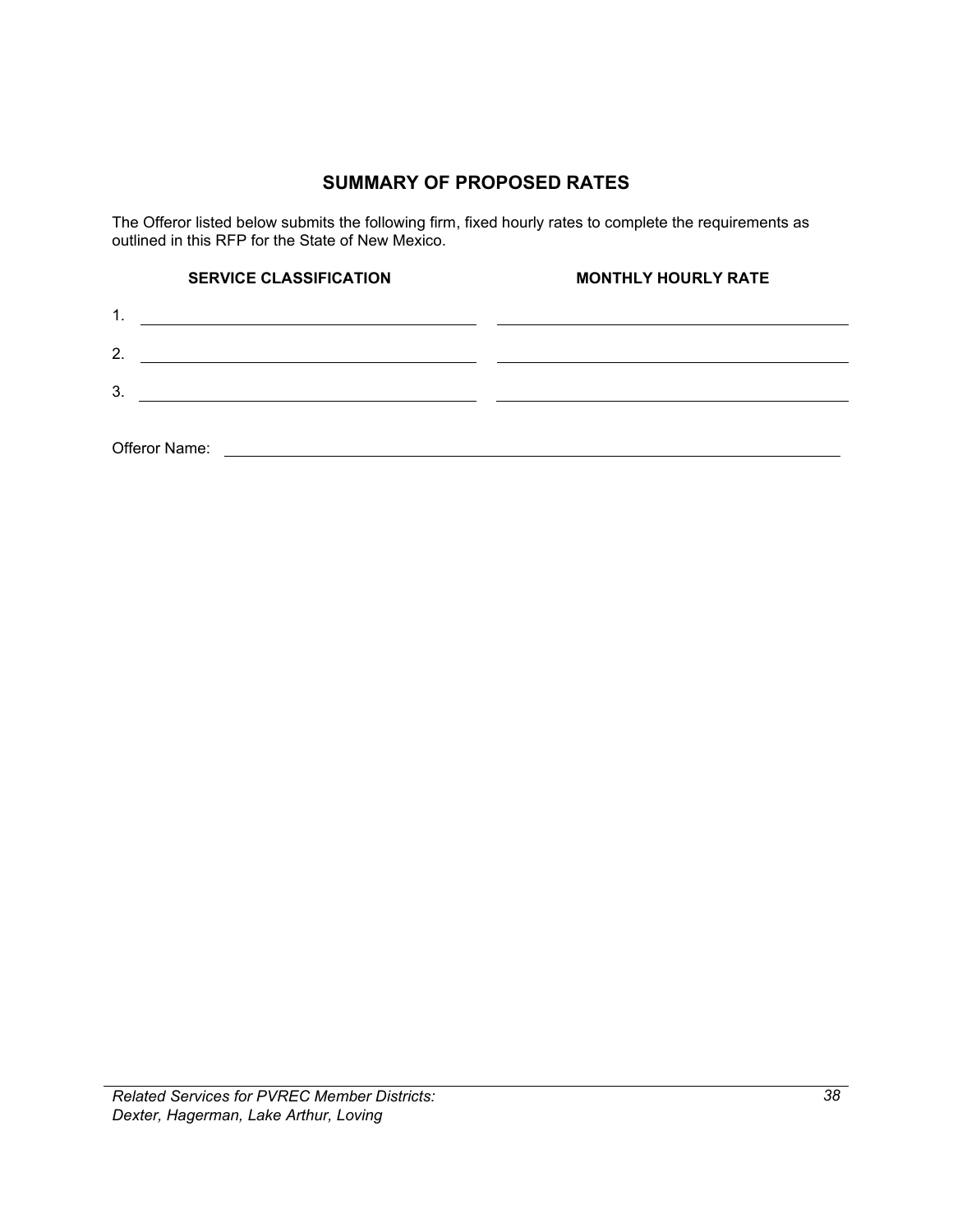# SUMMARY OF PROPOSED RATES

The Offeror listed below submits the following firm, fixed hourly rates to complete the requirements as outlined in this RFP for the State of New Mexico.

| | SERVICE CLASSIFICATION | MONTHLY HOURLY RATE |
|---|---|---|
| 1. | \_\_\_\_\_\_\_\_\_\_\_\_\_\_\_\_\_\_\_\_ | \_\_\_\_\_\_\_\_\_\_\_\_\_\_\_\_\_\_\_\_ |
| 2. | \_\_\_\_\_\_\_\_\_\_\_\_\_\_\_\_\_\_\_\_ | \_\_\_\_\_\_\_\_\_\_\_\_\_\_\_\_\_\_\_\_ |
| 3. | \_\_\_\_\_\_\_\_\_\_\_\_\_\_\_\_\_\_\_\_ | \_\_\_\_\_\_\_\_\_\_\_\_\_\_\_\_\_\_\_\_ |

Offeror Name: \_\_\_\_\_\_\_\_\_\_\_\_\_\_\_\_\_\_\_\_\_\_\_\_\_\_\_\_\_\_\_\_\_\_\_\_\_\_\_\_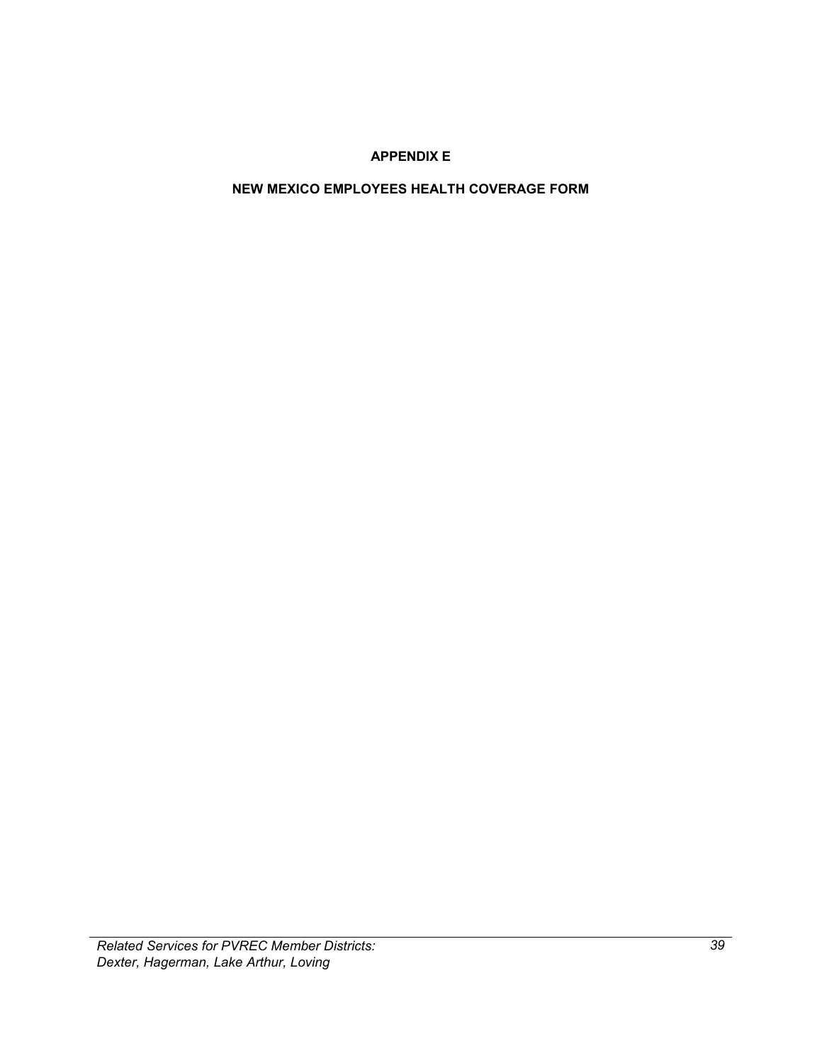# APPENDIX E

## NEW MEXICO EMPLOYEES HEALTH COVERAGE FORM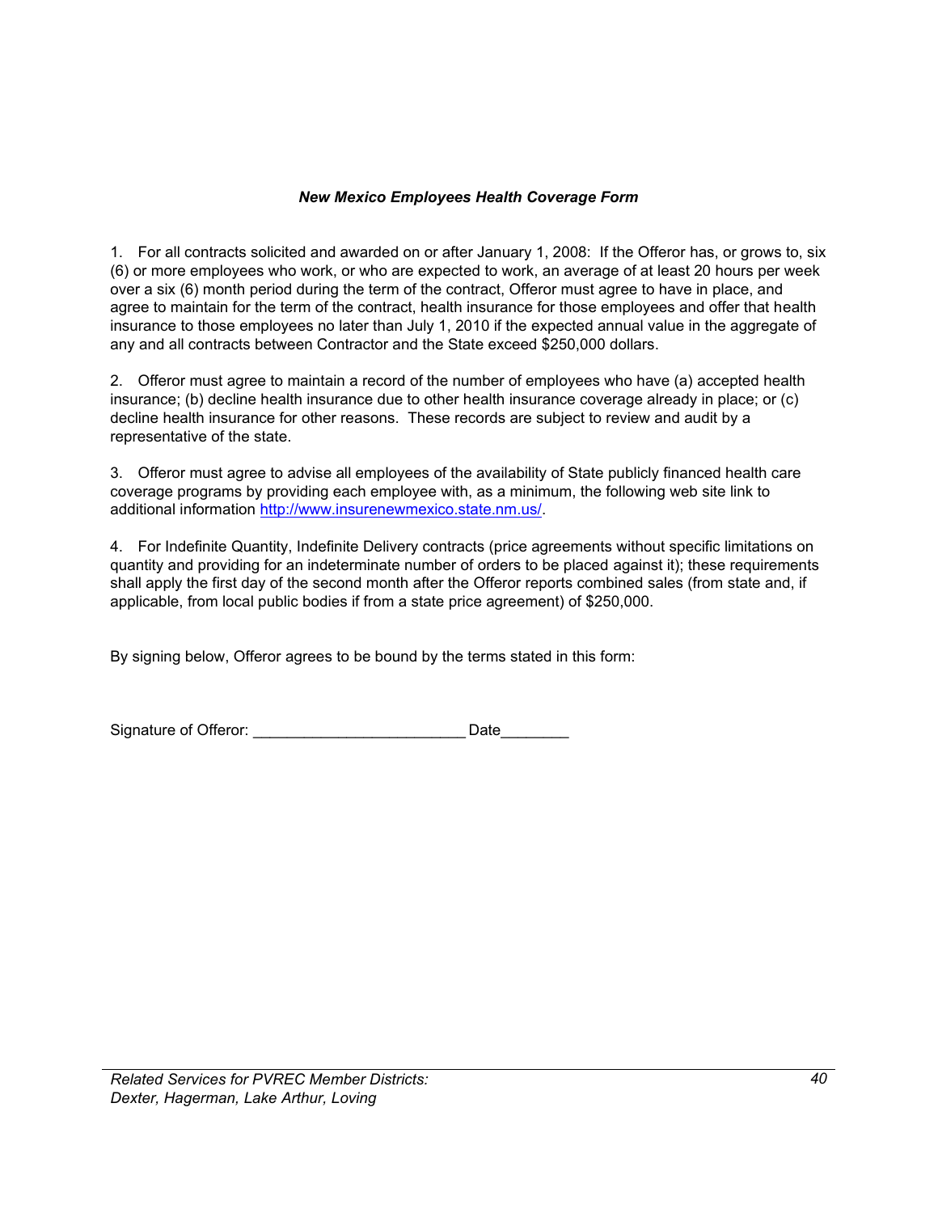### *New Mexico Employees Health Coverage Form*

1. For all contracts solicited and awarded on or after January 1, 2008: If the Offeror has, or grows to, six (6) or more employees who work, or who are expected to work, an average of at least 20 hours per week over a six (6) month period during the term of the contract, Offeror must agree to have in place, and agree to maintain for the term of the contract, health insurance for those employees and offer that health insurance to those employees no later than July 1, 2010 if the expected annual value in the aggregate of any and all contracts between Contractor and the State exceed $250,000 dollars.

2. Offeror must agree to maintain a record of the number of employees who have (a) accepted health insurance; (b) decline health insurance due to other health insurance coverage already in place; or (c) decline health insurance for other reasons. These records are subject to review and audit by a representative of the state.

3. Offeror must agree to advise all employees of the availability of State publicly financed health care coverage programs by providing each employee with, as a minimum, the following web site link to additional information http://www.insurenewmexico.state.nm.us/.

4. For Indefinite Quantity, Indefinite Delivery contracts (price agreements without specific limitations on quantity and providing for an indeterminate number of orders to be placed against it); these requirements shall apply the first day of the second month after the Offeror reports combined sales (from state and, if applicable, from local public bodies if from a state price agreement) of $250,000.

By signing below, Offeror agrees to be bound by the terms stated in this form:

Signature of Offeror: _________________________ Date________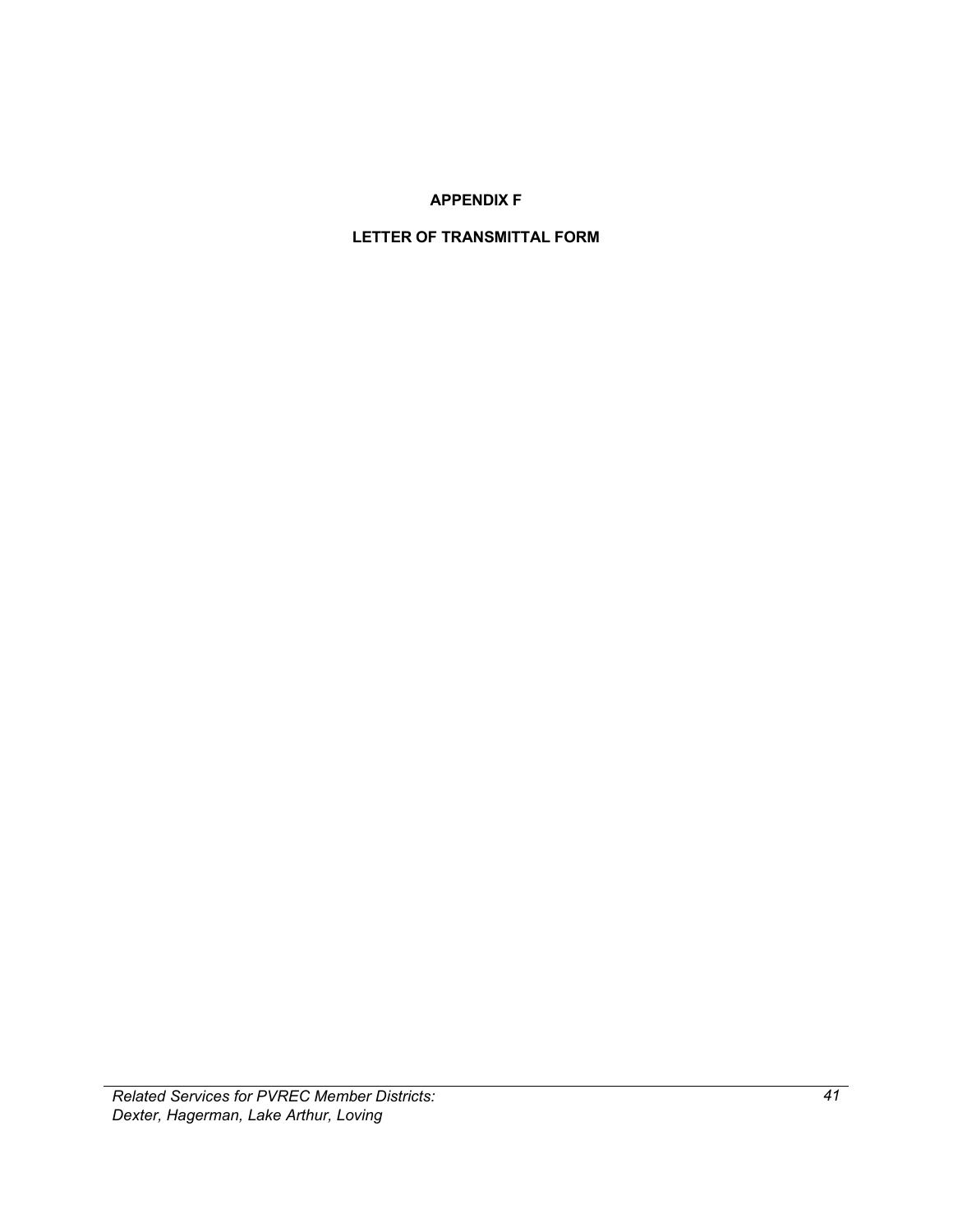## APPENDIX F

## LETTER OF TRANSMITTAL FORM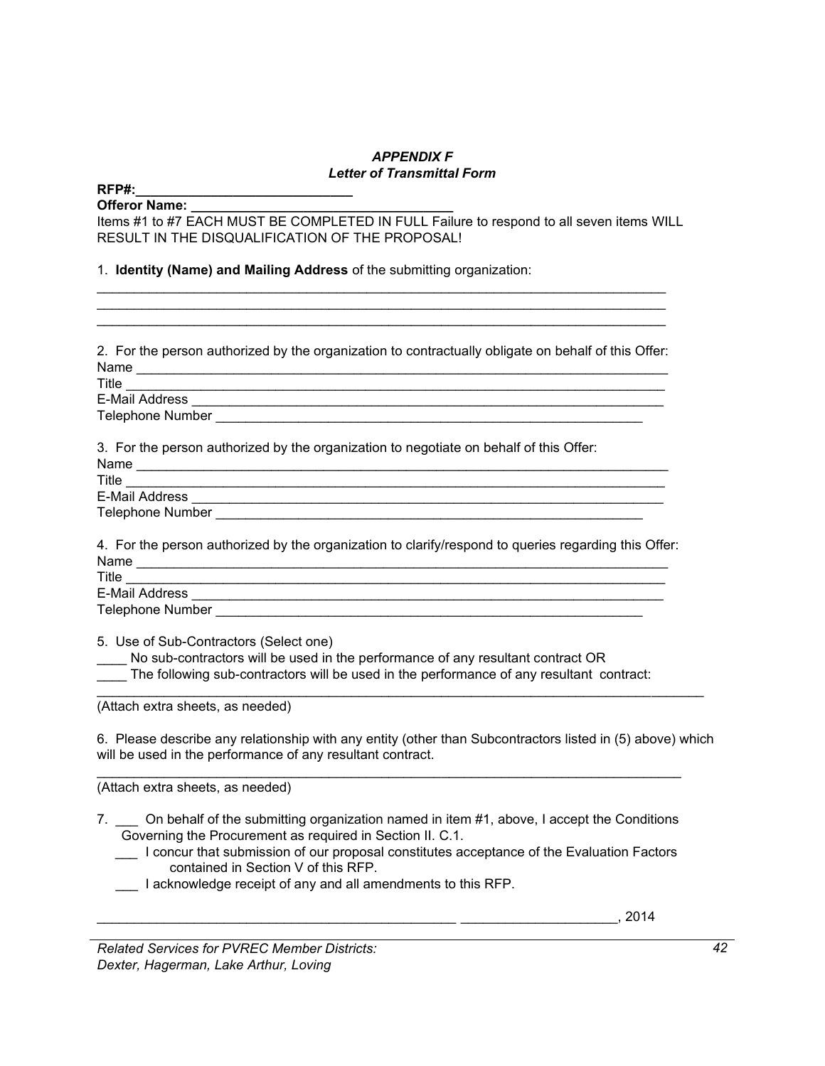***APPENDIX F***
***Letter of Transmittal Form***

**RFP#:_____________________________**
**Offeror Name: ___________________________________**
Items #1 to #7 EACH MUST BE COMPLETED IN FULL Failure to respond to all seven items WILL RESULT IN THE DISQUALIFICATION OF THE PROPOSAL!

1. **Identity (Name) and Mailing Address** of the submitting organization:
_______________________________________________________________________________
_______________________________________________________________________________
_______________________________________________________________________________

2. For the person authorized by the organization to contractually obligate on behalf of this Offer:
Name ___________________________________________________________________________
Title ____________________________________________________________________________
E-Mail Address ___________________________________________________________________
Telephone Number _____________________________________________________________

3. For the person authorized by the organization to negotiate on behalf of this Offer:
Name ___________________________________________________________________________
Title ____________________________________________________________________________
E-Mail Address ___________________________________________________________________
Telephone Number _____________________________________________________________

4. For the person authorized by the organization to clarify/respond to queries regarding this Offer:
Name ___________________________________________________________________________
Title ____________________________________________________________________________
E-Mail Address ___________________________________________________________________
Telephone Number _____________________________________________________________

5. Use of Sub-Contractors (Select one)
____ No sub-contractors will be used in the performance of any resultant contract OR
____ The following sub-contractors will be used in the performance of any resultant contract:
_____________________________________________________________________________________
(Attach extra sheets, as needed)

6. Please describe any relationship with any entity (other than Subcontractors listed in (5) above) which will be used in the performance of any resultant contract.
_________________________________________________________________________________
(Attach extra sheets, as needed)

7. ___ On behalf of the submitting organization named in item #1, above, I accept the Conditions Governing the Procurement as required in Section II. C.1.
___ I concur that submission of our proposal constitutes acceptance of the Evaluation Factors contained in Section V of this RFP.
___ I acknowledge receipt of any and all amendments to this RFP.

__________________________________________________ _____________________, 2014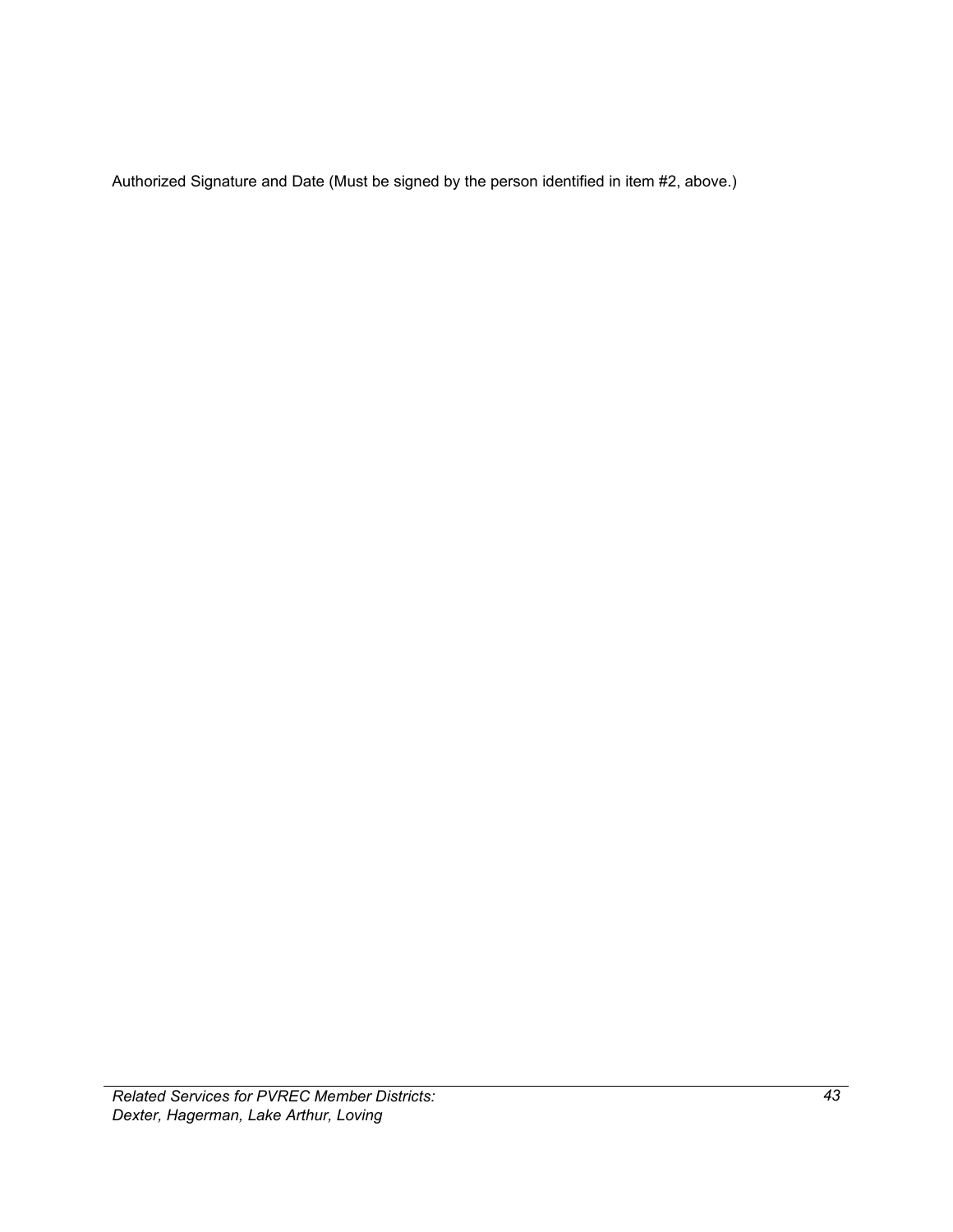Authorized Signature and Date (Must be signed by the person identified in item #2, above.)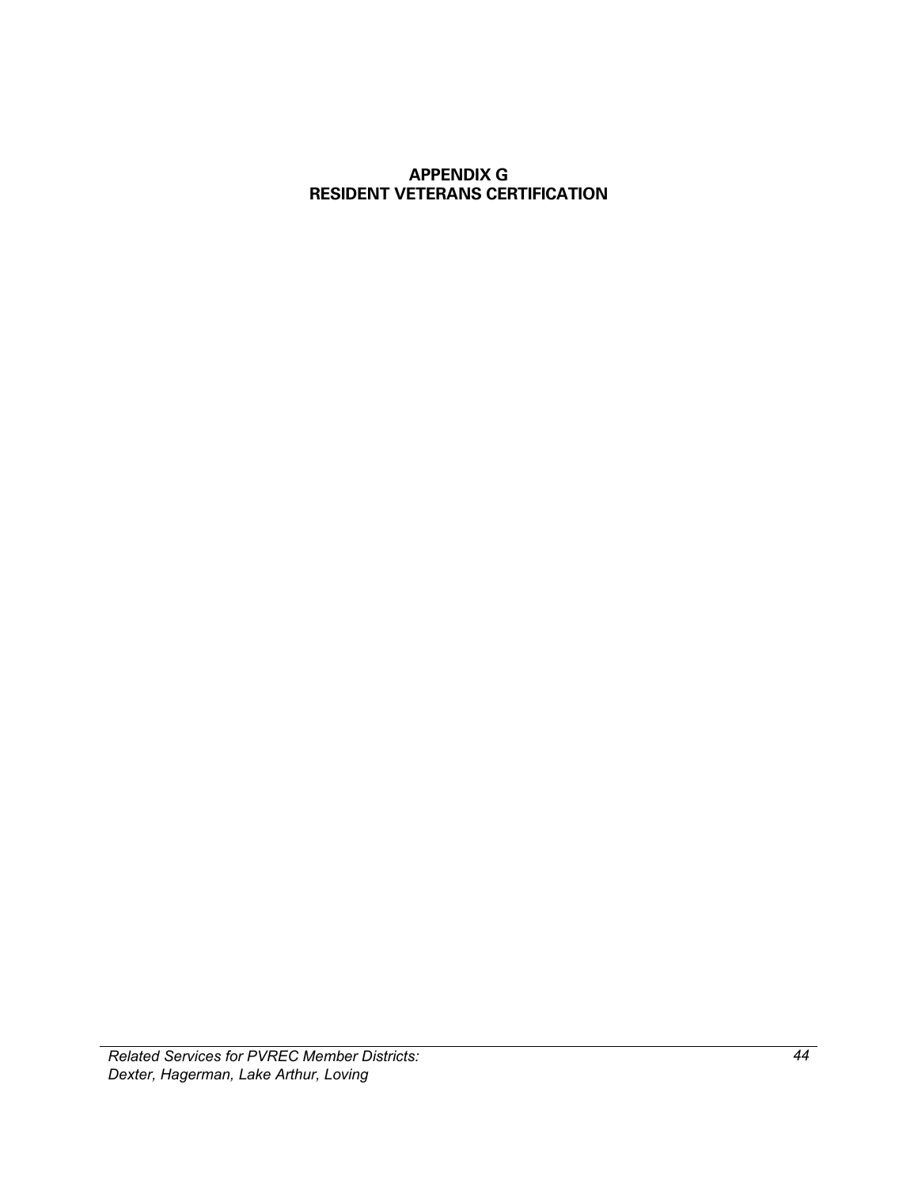# APPENDIX G
# RESIDENT VETERANS CERTIFICATION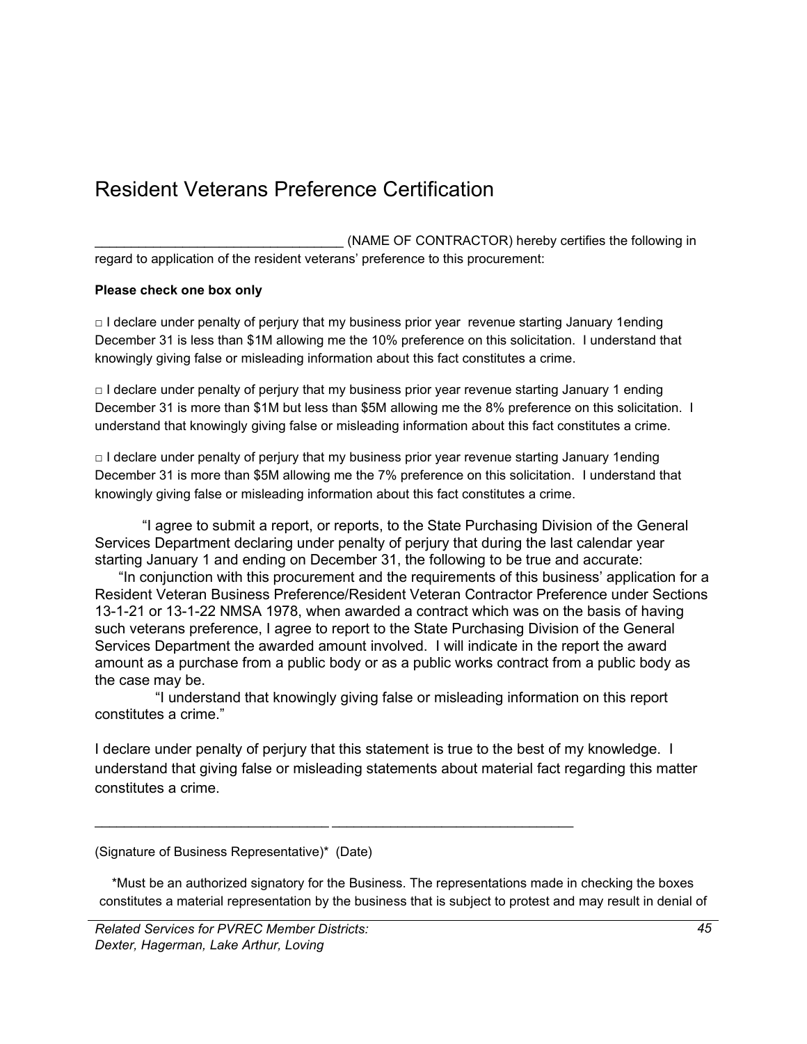# Resident Veterans Preference Certification

_________________________________ (NAME OF CONTRACTOR) hereby certifies the following in regard to application of the resident veterans' preference to this procurement:

**Please check one box only**

□ I declare under penalty of perjury that my business prior year revenue starting January 1ending December 31 is less than $1M allowing me the 10% preference on this solicitation. I understand that knowingly giving false or misleading information about this fact constitutes a crime.

□ I declare under penalty of perjury that my business prior year revenue starting January 1 ending December 31 is more than $1M but less than $5M allowing me the 8% preference on this solicitation. I understand that knowingly giving false or misleading information about this fact constitutes a crime.

□ I declare under penalty of perjury that my business prior year revenue starting January 1ending December 31 is more than $5M allowing me the 7% preference on this solicitation. I understand that knowingly giving false or misleading information about this fact constitutes a crime.

"I agree to submit a report, or reports, to the State Purchasing Division of the General Services Department declaring under penalty of perjury that during the last calendar year starting January 1 and ending on December 31, the following to be true and accurate:

"In conjunction with this procurement and the requirements of this business' application for a Resident Veteran Business Preference/Resident Veteran Contractor Preference under Sections 13-1-21 or 13-1-22 NMSA 1978, when awarded a contract which was on the basis of having such veterans preference, I agree to report to the State Purchasing Division of the General Services Department the awarded amount involved. I will indicate in the report the award amount as a purchase from a public body or as a public works contract from a public body as the case may be.

"I understand that knowingly giving false or misleading information on this report constitutes a crime."

I declare under penalty of perjury that this statement is true to the best of my knowledge. I understand that giving false or misleading statements about material fact regarding this matter constitutes a crime.

______________________________ ______________________________

(Signature of Business Representative)* (Date)

*Must be an authorized signatory for the Business. The representations made in checking the boxes constitutes a material representation by the business that is subject to protest and may result in denial of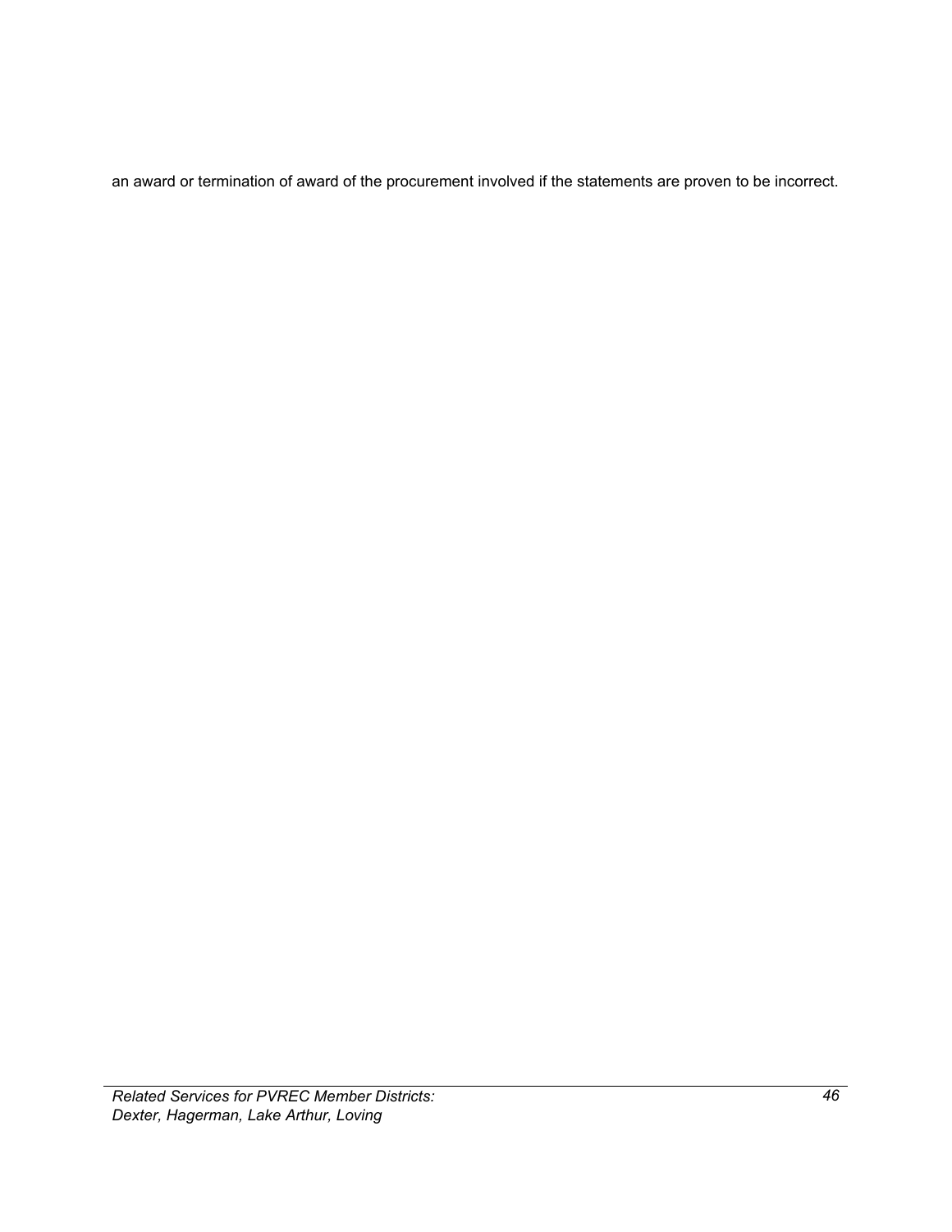an award or termination of award of the procurement involved if the statements are proven to be incorrect.